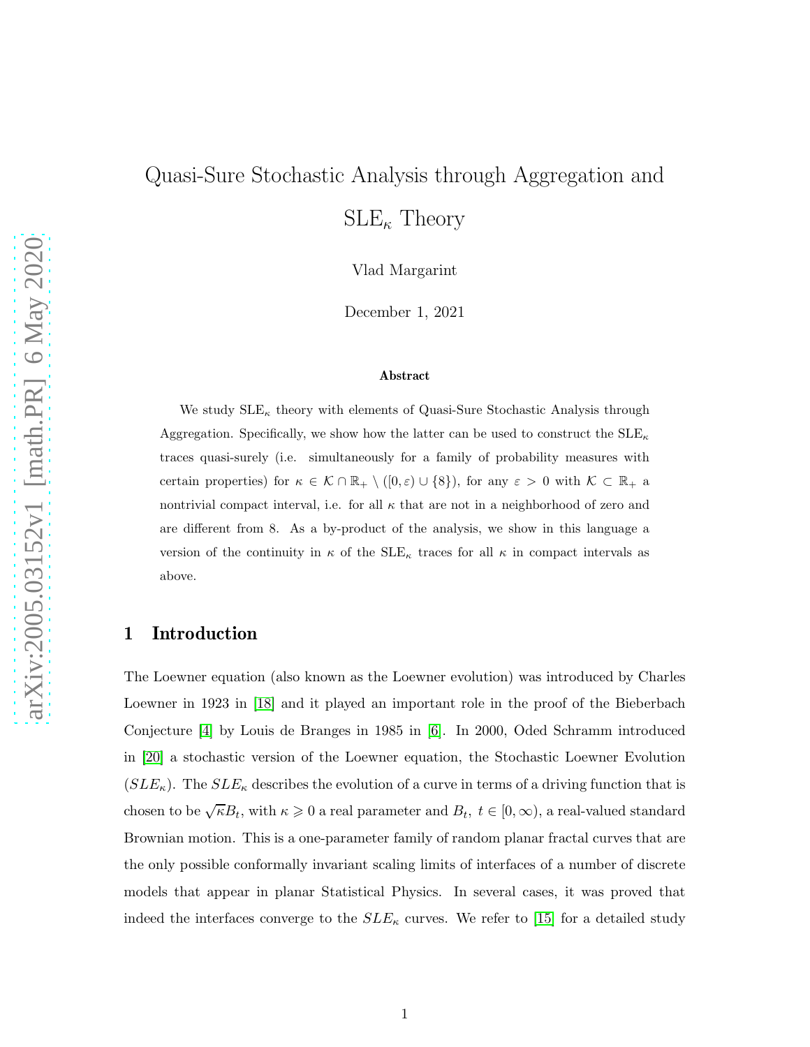# Quasi-Sure Stochastic Analysis through Aggregation and $\mathrm{SLE}_\kappa$ Theory

Vlad Margarint

December 1, 2021

### Abstract

We study $\mathrm{SLE}_\kappa$ theory with elements of Quasi-Sure Stochastic Analysis through Aggregation. Specifically, we show how the latter can be used to construct the $\mathrm{SLE}_\kappa$ traces quasi-surely (i.e. simultaneously for a family of probability measures with certain properties) for $\kappa \in \mathcal{K} \cap \mathbb{R}_+ \setminus ([0, \varepsilon) \cup \{8\})$, for any $\varepsilon > 0$ with $\mathcal{K} \subset \mathbb{R}_+$ a nontrivial compact interval, i.e. for all $\kappa$ that are not in a neighborhood of zero and are different from 8. As a by-product of the analysis, we show in this language a version of the continuity in $\kappa$ of the $\mathrm{SLE}_\kappa$ traces for all $\kappa$ in compact intervals as above.

## 1 Introduction

The Loewner equation (also known as the Loewner evolution) was introduced by Charles Loewner in 1923 in [18] and it played an important role in the proof of the Bieberbach Conjecture [4] by Louis de Branges in 1985 in [6]. In 2000, Oded Schramm introduced in [20] a stochastic version of the Loewner equation, the Stochastic Loewner Evolution ($SLE_\kappa$). The $SLE_\kappa$ describes the evolution of a curve in terms of a driving function that is chosen to be $\sqrt{\kappa} B_t$, with $\kappa \geqslant 0$ a real parameter and $B_t$, $t \in [0, \infty)$, a real-valued standard Brownian motion. This is a one-parameter family of random planar fractal curves that are the only possible conformally invariant scaling limits of interfaces of a number of discrete models that appear in planar Statistical Physics. In several cases, it was proved that indeed the interfaces converge to the $SLE_\kappa$ curves. We refer to [15] for a detailed study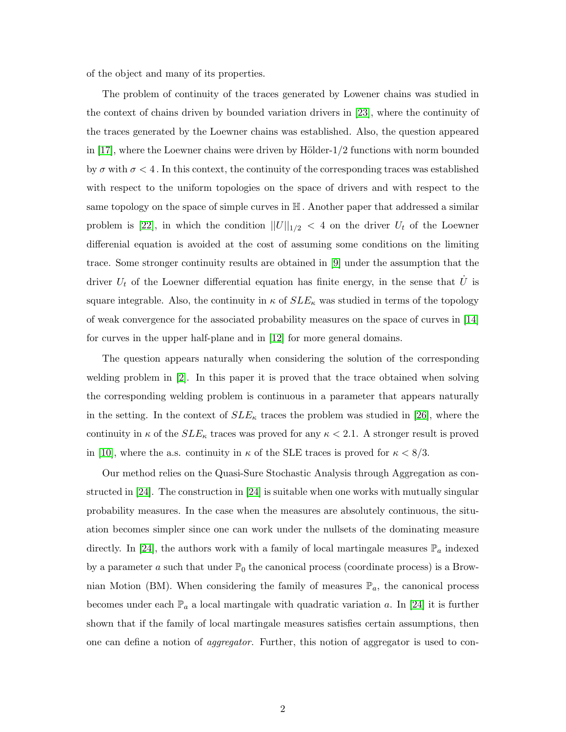of the object and many of its properties.

The problem of continuity of the traces generated by Lowener chains was studied in the context of chains driven by bounded variation drivers in [23], where the continuity of the traces generated by the Loewner chains was established. Also, the question appeared in [17], where the Loewner chains were driven by Hölder-1/2 functions with norm bounded by $\sigma$ with $\sigma < 4$. In this context, the continuity of the corresponding traces was established with respect to the uniform topologies on the space of drivers and with respect to the same topology on the space of simple curves in $\mathbb{H}$. Another paper that addressed a similar problem is [22], in which the condition $||U||_{1/2} < 4$ on the driver $U_t$ of the Loewner diferenial equation is avoided at the cost of assuming some conditions on the limiting trace. Some stronger continuity results are obtained in [9] under the assumption that the driver $U_t$ of the Loewner differential equation has finite energy, in the sense that $\dot{U}$ is square integrable. Also, the continuity in $\kappa$ of $SLE_\kappa$ was studied in terms of the topology of weak convergence for the associated probability measures on the space of curves in [14] for curves in the upper half-plane and in [12] for more general domains.

The question appears naturally when considering the solution of the corresponding welding problem in [2]. In this paper it is proved that the trace obtained when solving the corresponding welding problem is continuous in a parameter that appears naturally in the setting. In the context of $SLE_\kappa$ traces the problem was studied in [26], where the continuity in $\kappa$ of the $SLE_\kappa$ traces was proved for any $\kappa < 2.1$. A stronger result is proved in [10], where the a.s. continuity in $\kappa$ of the SLE traces is proved for $\kappa < 8/3$.

Our method relies on the Quasi-Sure Stochastic Analysis through Aggregation as constructed in [24]. The construction in [24] is suitable when one works with mutually singular probability measures. In the case when the measures are absolutely continuous, the situation becomes simpler since one can work under the nullsets of the dominating measure directly. In [24], the authors work with a family of local martingale measures $\mathbb{P}_a$ indexed by a parameter $a$ such that under $\mathbb{P}_0$ the canonical process (coordinate process) is a Brownian Motion (BM). When considering the family of measures $\mathbb{P}_a$, the canonical process becomes under each $\mathbb{P}_a$ a local martingale with quadratic variation $a$. In [24] it is further shown that if the family of local martingale measures satisfies certain assumptions, then one can define a notion of *aggregator*. Further, this notion of aggregator is used to con-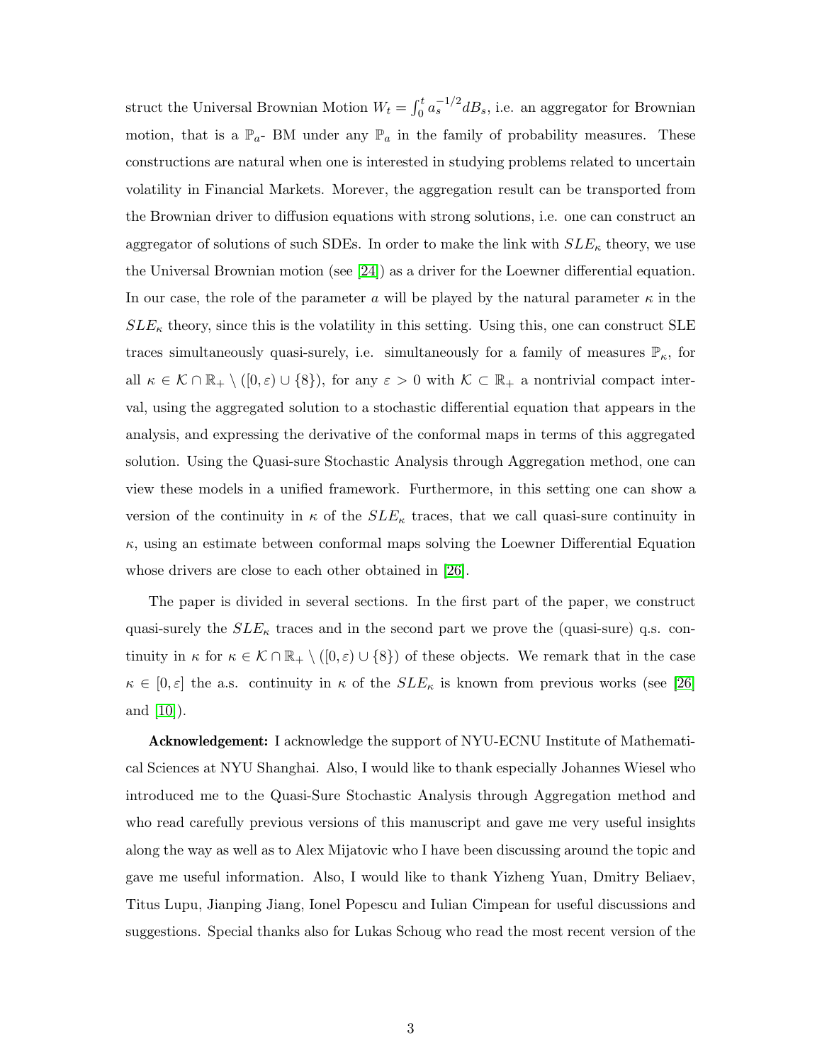struct the Universal Brownian Motion $W_t = \int_0^t a_s^{-1/2} dB_s$, i.e. an aggregator for Brownian motion, that is a $\mathbb{P}_a$- BM under any $\mathbb{P}_a$ in the family of probability measures. These constructions are natural when one is interested in studying problems related to uncertain volatility in Financial Markets. Morever, the aggregation result can be transported from the Brownian driver to diffusion equations with strong solutions, i.e. one can construct an aggregator of solutions of such SDEs. In order to make the link with $SLE_\kappa$ theory, we use the Universal Brownian motion (see [24]) as a driver for the Loewner differential equation. In our case, the role of the parameter $a$ will be played by the natural parameter $\kappa$ in the $SLE_\kappa$ theory, since this is the volatility in this setting. Using this, one can construct SLE traces simultaneously quasi-surely, i.e. simultaneously for a family of measures $\mathbb{P}_\kappa$, for all $\kappa \in \mathcal{K} \cap \mathbb{R}_+ \setminus ([0, \varepsilon) \cup \{8\})$, for any $\varepsilon > 0$ with $\mathcal{K} \subset \mathbb{R}_+$ a nontrivial compact interval, using the aggregated solution to a stochastic differential equation that appears in the analysis, and expressing the derivative of the conformal maps in terms of this aggregated solution. Using the Quasi-sure Stochastic Analysis through Aggregation method, one can view these models in a unified framework. Furthermore, in this setting one can show a version of the continuity in $\kappa$ of the $SLE_\kappa$ traces, that we call quasi-sure continuity in $\kappa$, using an estimate between conformal maps solving the Loewner Differential Equation whose drivers are close to each other obtained in [26].

The paper is divided in several sections. In the first part of the paper, we construct quasi-surely the $SLE_\kappa$ traces and in the second part we prove the (quasi-sure) q.s. continuity in $\kappa$ for $\kappa \in \mathcal{K} \cap \mathbb{R}_+ \setminus ([0, \varepsilon) \cup \{8\})$ of these objects. We remark that in the case $\kappa \in [0, \varepsilon]$ the a.s. continuity in $\kappa$ of the $SLE_\kappa$ is known from previous works (see [26] and [10]).

**Acknowledgement:** I acknowledge the support of NYU-ECNU Institute of Mathematical Sciences at NYU Shanghai. Also, I would like to thank especially Johannes Wiesel who introduced me to the Quasi-Sure Stochastic Analysis through Aggregation method and who read carefully previous versions of this manuscript and gave me very useful insights along the way as well as to Alex Mijatovic who I have been discussing around the topic and gave me useful information. Also, I would like to thank Yizheng Yuan, Dmitry Beliaev, Titus Lupu, Jianping Jiang, Ionel Popescu and Iulian Cimpean for useful discussions and suggestions. Special thanks also for Lukas Schoug who read the most recent version of the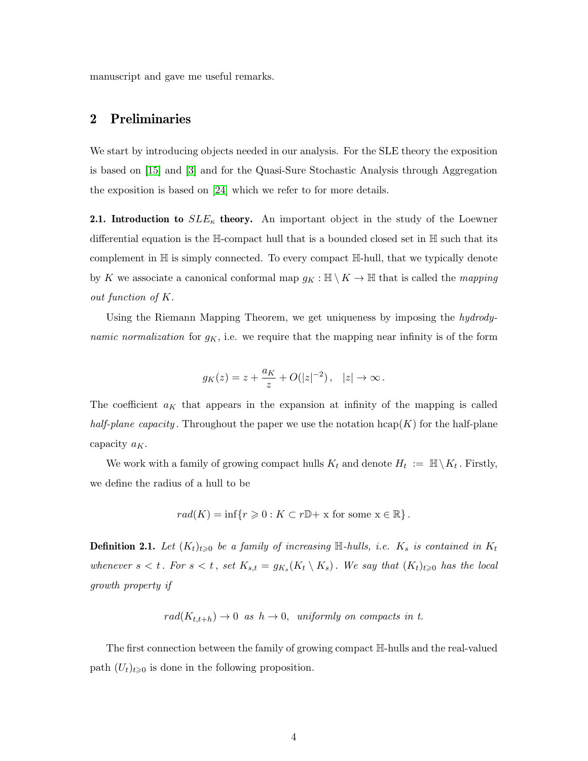manuscript and gave me useful remarks.

## 2 Preliminaries

We start by introducing objects needed in our analysis. For the SLE theory the exposition is based on [15] and [3] and for the Quasi-Sure Stochastic Analysis through Aggregation the exposition is based on [24] which we refer to for more details.

**2.1. Introduction to $SLE_\kappa$ theory.** An important object in the study of the Loewner differential equation is the $\mathbb{H}$-compact hull that is a bounded closed set in $\mathbb{H}$ such that its complement in $\mathbb{H}$ is simply connected. To every compact $\mathbb{H}$-hull, that we typically denote by $K$ we associate a canonical conformal map $g_K : \mathbb{H} \setminus K \to \mathbb{H}$ that is called the *mapping out function of* $K$.

Using the Riemann Mapping Theorem, we get uniqueness by imposing the *hydrodynamic normalization* for $g_K$, i.e. we require that the mapping near infinity is of the form

$$g_K(z) = z + \frac{a_K}{z} + O(|z|^{-2}), \quad |z| \to \infty .$$

The coefficient $a_K$ that appears in the expansion at infinity of the mapping is called *half-plane capacity*. Throughout the paper we use the notation $\text{hcap}(K)$ for the half-plane capacity $a_K$.

We work with a family of growing compact hulls $K_t$ and denote $H_t := \mathbb{H} \setminus K_t$. Firstly, we define the radius of a hull to be

$$rad(K) = \inf\{r \geqslant 0 : K \subset r\mathbb{D} + \text{x for some x} \in \mathbb{R}\} .$$

**Definition 2.1.** *Let $(K_t)_{t\geqslant 0}$ be a family of increasing $\mathbb{H}$-hulls, i.e. $K_s$ is contained in $K_t$ whenever $s < t$. For $s < t$, set $K_{s,t} = g_{K_s}(K_t \setminus K_s)$. We say that $(K_t)_{t\geqslant 0}$ has the local growth property if*

$$rad(K_{t,t+h}) \to 0 \;\; \text{as} \;\; h \to 0, \;\; \text{uniformly on compacts in } t.$$

The first connection between the family of growing compact $\mathbb{H}$-hulls and the real-valued path $(U_t)_{t\geqslant 0}$ is done in the following proposition.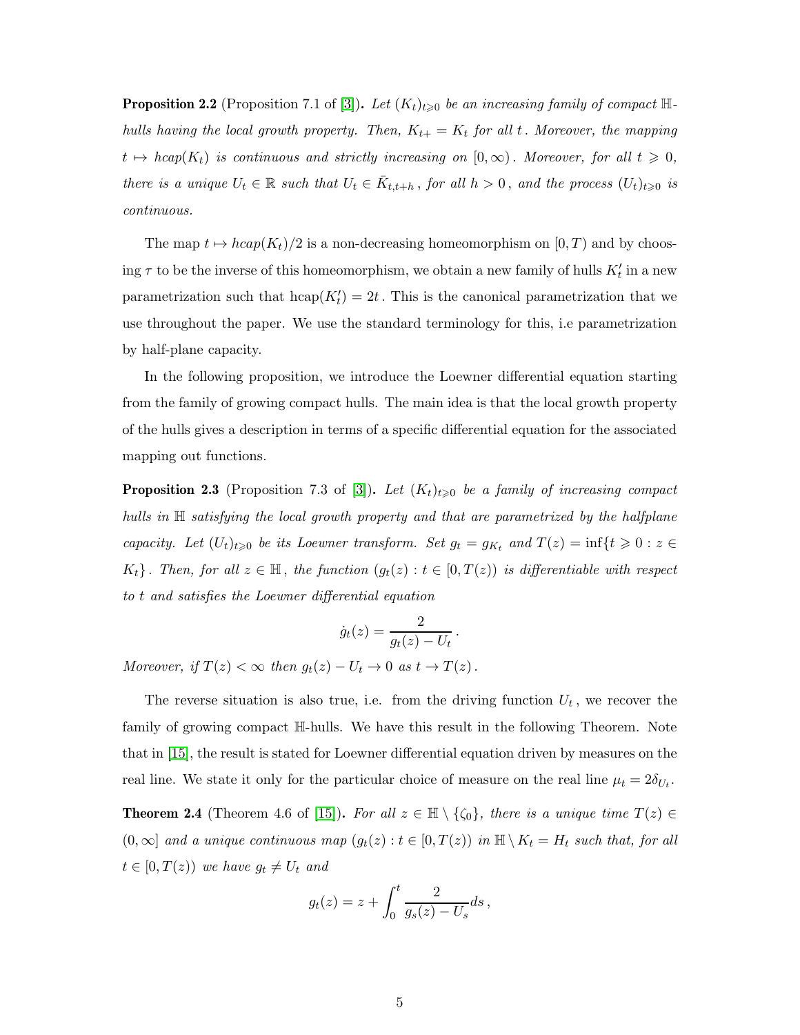**Proposition 2.2** (Proposition 7.1 of [3])**.** *Let $(K_t)_{t\geqslant 0}$ be an increasing family of compact $\mathbb{H}$-hulls having the local growth property. Then, $K_{t+} = K_t$ for all $t$. Moreover, the mapping $t \mapsto hcap(K_t)$ is continuous and strictly increasing on $[0,\infty)$. Moreover, for all $t \geqslant 0$, there is a unique $U_t \in \mathbb{R}$ such that $U_t \in \bar{K}_{t,t+h}$, for all $h > 0$, and the process $(U_t)_{t\geqslant 0}$ is continuous.*

The map $t \mapsto hcap(K_t)/2$ is a non-decreasing homeomorphism on $[0,T)$ and by choosing $\tau$ to be the inverse of this homeomorphism, we obtain a new family of hulls $K'_t$ in a new parametrization such that $\text{hcap}(K'_t) = 2t$. This is the canonical parametrization that we use throughout the paper. We use the standard terminology for this, i.e parametrization by half-plane capacity.

In the following proposition, we introduce the Loewner differential equation starting from the family of growing compact hulls. The main idea is that the local growth property of the hulls gives a description in terms of a specific differential equation for the associated mapping out functions.

**Proposition 2.3** (Proposition 7.3 of [3])**.** *Let $(K_t)_{t\geqslant 0}$ be a family of increasing compact hulls in $\mathbb{H}$ satisfying the local growth property and that are parametrized by the halfplane capacity. Let $(U_t)_{t\geqslant 0}$ be its Loewner transform. Set $g_t = g_{K_t}$ and $T(z) = \inf\{t \geqslant 0 : z \in K_t\}$. Then, for all $z \in \mathbb{H}$, the function $(g_t(z) : t \in [0, T(z))$ is differentiable with respect to $t$ and satisfies the Loewner differential equation*

$$\dot{g}_t(z) = \frac{2}{g_t(z) - U_t}\,.$$

*Moreover, if $T(z) < \infty$ then $g_t(z) - U_t \to 0$ as $t \to T(z)$.*

The reverse situation is also true, i.e. from the driving function $U_t$, we recover the family of growing compact $\mathbb{H}$-hulls. We have this result in the following Theorem. Note that in [15], the result is stated for Loewner differential equation driven by measures on the real line. We state it only for the particular choice of measure on the real line $\mu_t = 2\delta_{U_t}$.

**Theorem 2.4** (Theorem 4.6 of [15])**.** *For all $z \in \mathbb{H} \setminus \{\zeta_0\}$, there is a unique time $T(z) \in (0,\infty]$ and a unique continuous map $(g_t(z) : t \in [0, T(z))$ in $\mathbb{H} \setminus K_t = H_t$ such that, for all $t \in [0, T(z))$ we have $g_t \neq U_t$ and*

$$g_t(z) = z + \int_0^t \frac{2}{g_s(z) - U_s} ds\,,$$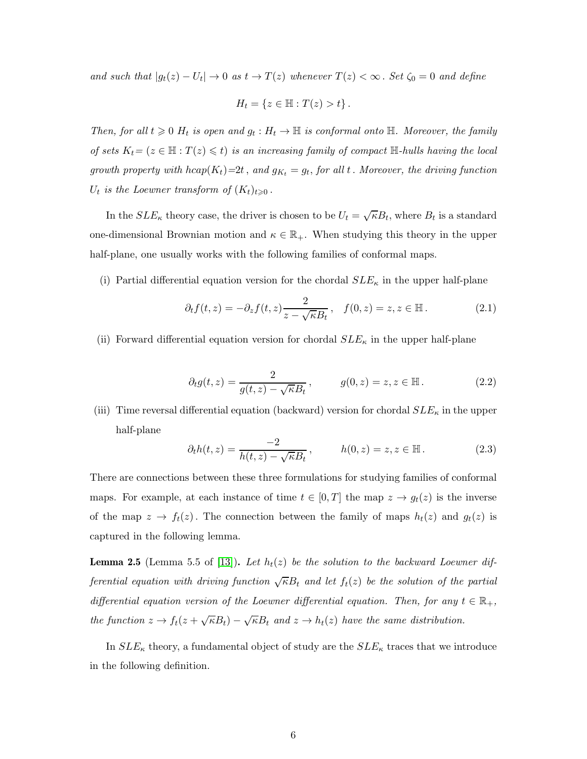*and such that $|g_t(z) - U_t| \to 0$ as $t \to T(z)$ whenever $T(z) < \infty$. Set $\zeta_0 = 0$ and define*

$$H_t = \{z \in \mathbb{H} : T(z) > t\}.$$

*Then, for all $t \geqslant 0$ $H_t$ is open and $g_t : H_t \to \mathbb{H}$ is conformal onto $\mathbb{H}$. Moreover, the family of sets $K_t = (z \in \mathbb{H} : T(z) \leqslant t)$ is an increasing family of compact $\mathbb{H}$-hulls having the local growth property with $hcap(K_t)=2t$, and $g_{K_t} = g_t$, for all $t$. Moreover, the driving function $U_t$ is the Loewner transform of $(K_t)_{t\geqslant 0}$.*

In the $SLE_\kappa$ theory case, the driver is chosen to be $U_t = \sqrt{\kappa}B_t$, where $B_t$ is a standard one-dimensional Brownian motion and $\kappa \in \mathbb{R}_+$. When studying this theory in the upper half-plane, one usually works with the following families of conformal maps.

(i) Partial differential equation version for the chordal $SLE_\kappa$ in the upper half-plane

$$\partial_t f(t,z) = -\partial_z f(t,z)\frac{2}{z - \sqrt{\kappa}B_t}, \quad f(0,z) = z, z \in \mathbb{H}. \tag{2.1}$$

(ii) Forward differential equation version for chordal $SLE_\kappa$ in the upper half-plane

$$\partial_t g(t,z) = \frac{2}{g(t,z) - \sqrt{\kappa}B_t}, \qquad g(0,z) = z, z \in \mathbb{H}. \tag{2.2}$$

(iii) Time reversal differential equation (backward) version for chordal $SLE_\kappa$ in the upper half-plane

$$\partial_t h(t,z) = \frac{-2}{h(t,z) - \sqrt{\kappa}B_t}, \qquad h(0,z) = z, z \in \mathbb{H}. \tag{2.3}$$

There are connections between these three formulations for studying families of conformal maps. For example, at each instance of time $t \in [0,T]$ the map $z \to g_t(z)$ is the inverse of the map $z \to f_t(z)$. The connection between the family of maps $h_t(z)$ and $g_t(z)$ is captured in the following lemma.

**Lemma 2.5** (Lemma 5.5 of [13])**.** *Let $h_t(z)$ be the solution to the backward Loewner differential equation with driving function $\sqrt{\kappa}B_t$ and let $f_t(z)$ be the solution of the partial differential equation version of the Loewner differential equation. Then, for any $t \in \mathbb{R}_+$, the function $z \to f_t(z + \sqrt{\kappa}B_t) - \sqrt{\kappa}B_t$ and $z \to h_t(z)$ have the same distribution.*

In $SLE_\kappa$ theory, a fundamental object of study are the $SLE_\kappa$ traces that we introduce in the following definition.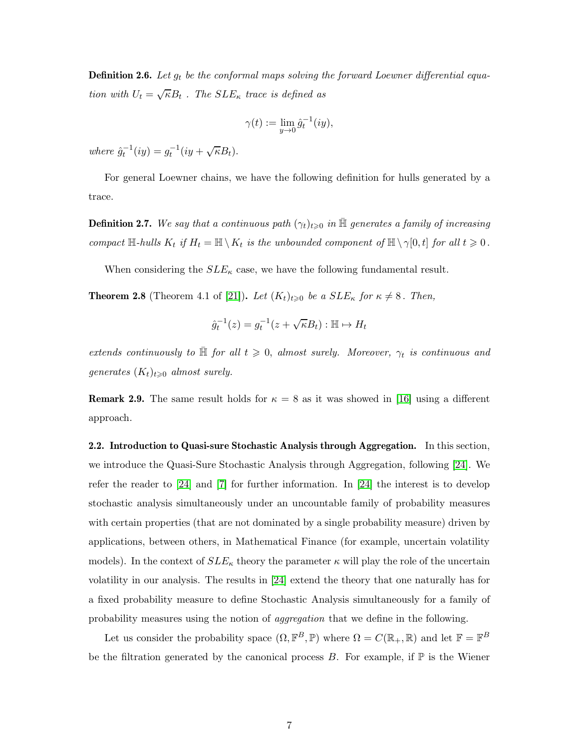**Definition 2.6.** *Let $g_t$ be the conformal maps solving the forward Loewner differential equation with $U_t = \sqrt{\kappa} B_t$ . The $SLE_\kappa$ trace is defined as*

$$\gamma(t) := \lim_{y \to 0} \hat{g}_t^{-1}(iy),$$

*where $\hat{g}_t^{-1}(iy) = g_t^{-1}(iy + \sqrt{\kappa} B_t)$.*

For general Loewner chains, we have the following definition for hulls generated by a trace.

**Definition 2.7.** *We say that a continuous path $(\gamma_t)_{t \geqslant 0}$ in $\bar{\mathbb{H}}$ generates a family of increasing compact $\mathbb{H}$-hulls $K_t$ if $H_t = \mathbb{H} \setminus K_t$ is the unbounded component of $\mathbb{H} \setminus \gamma[0, t]$ for all $t \geqslant 0$.*

When considering the $SLE_\kappa$ case, we have the following fundamental result.

**Theorem 2.8** (Theorem 4.1 of [21])**.** *Let $(K_t)_{t \geqslant 0}$ be a $SLE_\kappa$ for $\kappa \neq 8$. Then,*

$$\hat{g}_t^{-1}(z) = g_t^{-1}(z + \sqrt{\kappa} B_t) : \mathbb{H} \mapsto H_t$$

*extends continuously to $\bar{\mathbb{H}}$ for all $t \geqslant 0$, almost surely. Moreover, $\gamma_t$ is continuous and generates $(K_t)_{t \geqslant 0}$ almost surely.*

**Remark 2.9.** The same result holds for $\kappa = 8$ as it was showed in [16] using a different approach.

**2.2. Introduction to Quasi-sure Stochastic Analysis through Aggregation.** In this section, we introduce the Quasi-Sure Stochastic Analysis through Aggregation, following [24]. We refer the reader to [24] and [7] for further information. In [24] the interest is to develop stochastic analysis simultaneously under an uncountable family of probability measures with certain properties (that are not dominated by a single probability measure) driven by applications, between others, in Mathematical Finance (for example, uncertain volatility models). In the context of $SLE_\kappa$ theory the parameter $\kappa$ will play the role of the uncertain volatility in our analysis. The results in [24] extend the theory that one naturally has for a fixed probability measure to define Stochastic Analysis simultaneously for a family of probability measures using the notion of *aggregation* that we define in the following.

Let us consider the probability space $(\Omega, \mathbb{F}^B, \mathbb{P})$ where $\Omega = C(\mathbb{R}_+, \mathbb{R})$ and let $\mathbb{F} = \mathbb{F}^B$ be the filtration generated by the canonical process $B$. For example, if $\mathbb{P}$ is the Wiener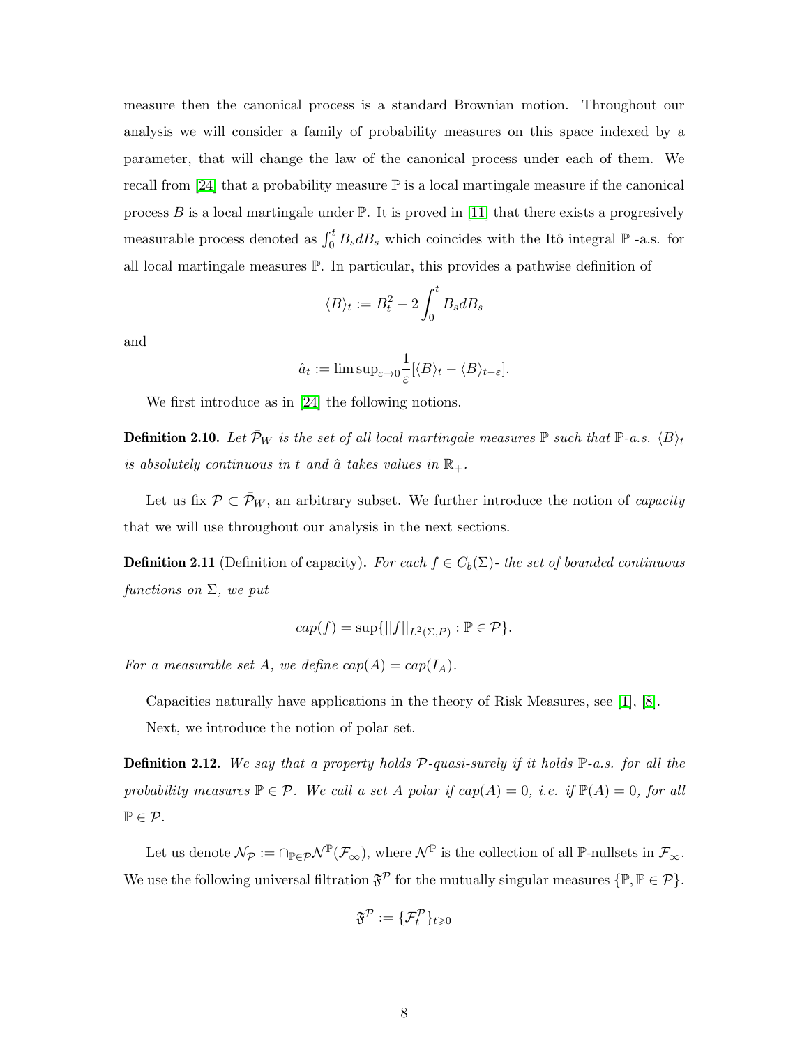measure then the canonical process is a standard Brownian motion. Throughout our analysis we will consider a family of probability measures on this space indexed by a parameter, that will change the law of the canonical process under each of them. We recall from [24] that a probability measure $\mathbb{P}$ is a local martingale measure if the canonical process $B$ is a local martingale under $\mathbb{P}$. It is proved in [11] that there exists a progresively measurable process denoted as $\int_0^t B_s dB_s$ which coincides with the Itô integral $\mathbb{P}$ -a.s. for all local martingale measures $\mathbb{P}$. In particular, this provides a pathwise definition of

$$\langle B \rangle_t := B_t^2 - 2\int_0^t B_s dB_s$$

and

$$\hat{a}_t := \limsup_{\varepsilon \to 0} \frac{1}{\varepsilon}[\langle B \rangle_t - \langle B \rangle_{t-\varepsilon}].$$

We first introduce as in [24] the following notions.

**Definition 2.10.** *Let $\bar{\mathcal{P}}_W$ is the set of all local martingale measures $\mathbb{P}$ such that $\mathbb{P}$-a.s. $\langle B \rangle_t$ is absolutely continuous in $t$ and $\hat{a}$ takes values in $\mathbb{R}_+$.*

Let us fix $\mathcal{P} \subset \bar{\mathcal{P}}_W$, an arbitrary subset. We further introduce the notion of *capacity* that we will use throughout our analysis in the next sections.

**Definition 2.11** (Definition of capacity)**.** *For each $f \in C_b(\Sigma)$- the set of bounded continuous functions on $\Sigma$, we put*

$$cap(f) = \sup\{||f||_{L^2(\Sigma,P)} : \mathbb{P} \in \mathcal{P}\}.$$

*For a measurable set $A$, we define $cap(A) = cap(I_A)$.*

Capacities naturally have applications in the theory of Risk Measures, see [1], [8].

Next, we introduce the notion of polar set.

**Definition 2.12.** *We say that a property holds $\mathcal{P}$-quasi-surely if it holds $\mathbb{P}$-a.s. for all the probability measures $\mathbb{P} \in \mathcal{P}$. We call a set $A$ polar if $cap(A) = 0$, i.e. if $\mathbb{P}(A) = 0$, for all $\mathbb{P} \in \mathcal{P}$.*

Let us denote $\mathcal{N}_{\mathcal{P}} := \cap_{\mathbb{P} \in \mathcal{P}} \mathcal{N}^{\mathbb{P}}(\mathcal{F}_\infty)$, where $\mathcal{N}^{\mathbb{P}}$ is the collection of all $\mathbb{P}$-nullsets in $\mathcal{F}_\infty$. We use the following universal filtration $\mathfrak{F}^{\mathcal{P}}$ for the mutually singular measures $\{\mathbb{P}, \mathbb{P} \in \mathcal{P}\}$.

$$\mathfrak{F}^{\mathcal{P}} := \{\mathcal{F}_t^{\mathcal{P}}\}_{t \geqslant 0}$$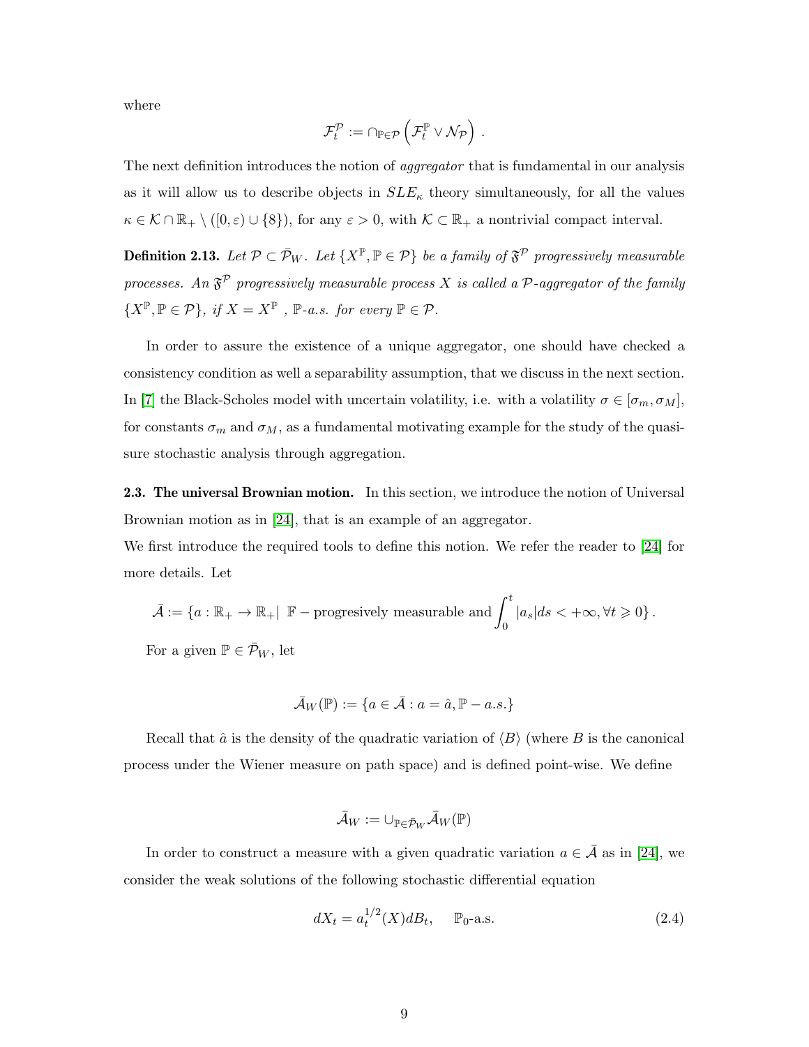where

$$\mathcal{F}_t^{\mathcal{P}} := \cap_{\mathbb{P}\in\mathcal{P}} \left( \mathcal{F}_t^{\mathbb{P}} \vee \mathcal{N}_{\mathcal{P}} \right) .$$

The next definition introduces the notion of *aggregator* that is fundamental in our analysis as it will allow us to describe objects in $SLE_\kappa$ theory simultaneously, for all the values $\kappa \in \mathcal{K} \cap \mathbb{R}_+ \setminus ([0,\varepsilon) \cup \{8\})$, for any $\varepsilon > 0$, with $\mathcal{K} \subset \mathbb{R}_+$ a nontrivial compact interval.

**Definition 2.13.** *Let $\mathcal{P} \subset \bar{\mathcal{P}}_W$. Let $\{X^{\mathbb{P}}, \mathbb{P} \in \mathcal{P}\}$ be a family of $\mathfrak{F}^{\mathcal{P}}$ progressively measurable processes. An $\mathfrak{F}^{\mathcal{P}}$ progressively measurable process $X$ is called a $\mathcal{P}$-aggregator of the family $\{X^{\mathbb{P}}, \mathbb{P} \in \mathcal{P}\}$, if $X = X^{\mathbb{P}}$ , $\mathbb{P}$-a.s. for every $\mathbb{P} \in \mathcal{P}$.*

In order to assure the existence of a unique aggregator, one should have checked a consistency condition as well a separability assumption, that we discuss in the next section. In [7] the Black-Scholes model with uncertain volatility, i.e. with a volatility $\sigma \in [\sigma_m, \sigma_M]$, for constants $\sigma_m$ and $\sigma_M$, as a fundamental motivating example for the study of the quasi-sure stochastic analysis through aggregation.

**2.3. The universal Brownian motion.** In this section, we introduce the notion of Universal Brownian motion as in [24], that is an example of an aggregator.

We first introduce the required tools to define this notion. We refer the reader to [24] for more details. Let

$$\bar{\mathcal{A}} := \{a : \mathbb{R}_+ \to \mathbb{R}_+ | \ \mathbb{F}-\text{progresively measurable and} \int_0^t |a_s| ds < +\infty, \forall t \geqslant 0\} .$$

For a given $\mathbb{P} \in \bar{\mathcal{P}}_W$, let

$$\bar{\mathcal{A}}_W(\mathbb{P}) := \{a \in \bar{\mathcal{A}} : a = \hat{a}, \mathbb{P}-a.s.\}$$

Recall that $\hat{a}$ is the density of the quadratic variation of $\langle B \rangle$ (where $B$ is the canonical process under the Wiener measure on path space) and is defined point-wise. We define

$$\bar{\mathcal{A}}_W := \cup_{\mathbb{P}\in\bar{\mathcal{P}}_W} \bar{\mathcal{A}}_W(\mathbb{P})$$

In order to construct a measure with a given quadratic variation $a \in \bar{\mathcal{A}}$ as in [24], we consider the weak solutions of the following stochastic differential equation

$$dX_t = a_t^{1/2}(X) dB_t, \quad \mathbb{P}_0\text{-a.s.} \tag{2.4}$$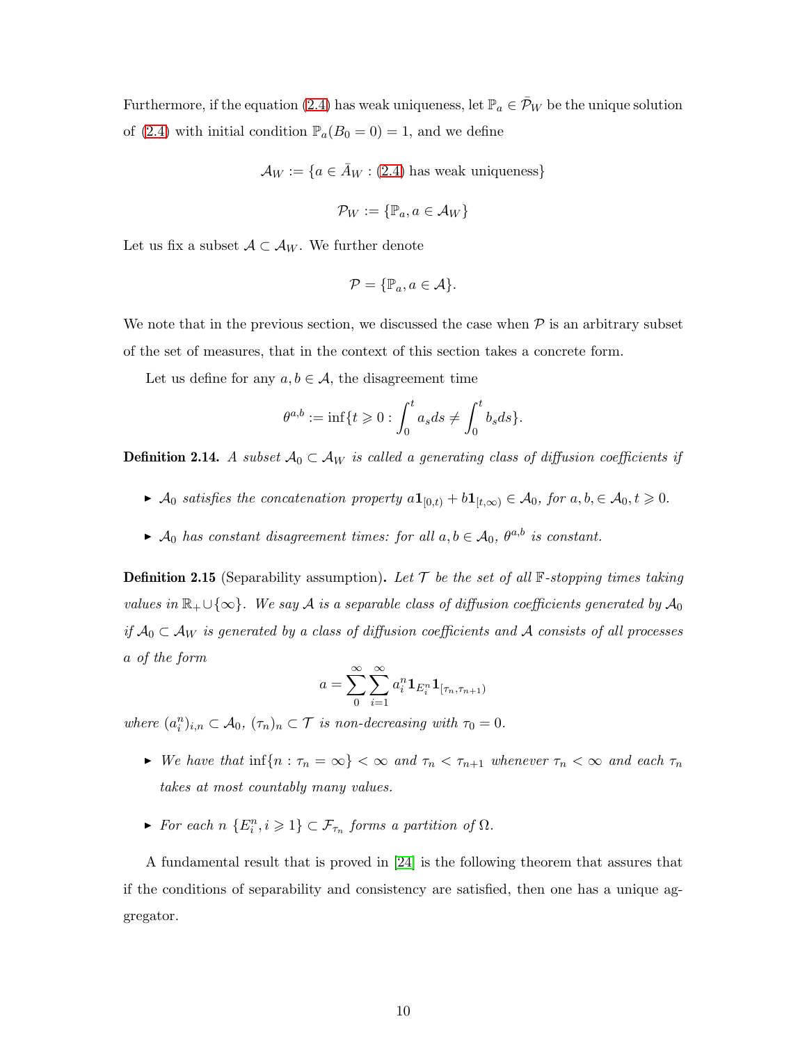Furthermore, if the equation (2.4) has weak uniqueness, let $\mathbb{P}_a \in \bar{\mathcal{P}}_W$ be the unique solution of (2.4) with initial condition $\mathbb{P}_a(B_0 = 0) = 1$, and we define

$$\mathcal{A}_W := \{a \in \bar{A}_W : \text{(2.4) has weak uniqueness}\}$$

$$\mathcal{P}_W := \{\mathbb{P}_a, a \in \mathcal{A}_W\}$$

Let us fix a subset $\mathcal{A} \subset \mathcal{A}_W$. We further denote

$$\mathcal{P} = \{\mathbb{P}_a, a \in \mathcal{A}\}.$$

We note that in the previous section, we discussed the case when $\mathcal{P}$ is an arbitrary subset of the set of measures, that in the context of this section takes a concrete form.

Let us define for any $a, b \in \mathcal{A}$, the disagreement time

$$\theta^{a,b} := \inf\{t \geqslant 0 : \int_0^t a_s ds \neq \int_0^t b_s ds\}.$$

**Definition 2.14.** *A subset $\mathcal{A}_0 \subset \mathcal{A}_W$ is called a generating class of diffusion coefficients if*

- *$\mathcal{A}_0$ satisfies the concatenation property $a\mathbf{1}_{[0,t)} + b\mathbf{1}_{[t,\infty)} \in \mathcal{A}_0$, for $a, b, \in \mathcal{A}_0, t \geqslant 0$.*
- *$\mathcal{A}_0$ has constant disagreement times: for all $a, b \in \mathcal{A}_0$, $\theta^{a,b}$ is constant.*

**Definition 2.15** (Separability assumption)**.** *Let $\mathcal{T}$ be the set of all $\mathbb{F}$-stopping times taking values in $\mathbb{R}_+ \cup \{\infty\}$. We say $\mathcal{A}$ is a separable class of diffusion coefficients generated by $\mathcal{A}_0$ if $\mathcal{A}_0 \subset \mathcal{A}_W$ is generated by a class of diffusion coefficients and $\mathcal{A}$ consists of all processes $a$ of the form*

$$a = \sum_0^\infty \sum_{i=1}^\infty a_i^n \mathbf{1}_{E_i^n} \mathbf{1}_{[\tau_n, \tau_{n+1})}$$

*where $(a_i^n)_{i,n} \subset \mathcal{A}_0$, $(\tau_n)_n \subset \mathcal{T}$ is non-decreasing with $\tau_0 = 0$.*

- *We have that $\inf\{n : \tau_n = \infty\} < \infty$ and $\tau_n < \tau_{n+1}$ whenever $\tau_n < \infty$ and each $\tau_n$ takes at most countably many values.*
- *For each $n$ $\{E_i^n, i \geqslant 1\} \subset \mathcal{F}_{\tau_n}$ forms a partition of $\Omega$.*

A fundamental result that is proved in [24] is the following theorem that assures that if the conditions of separability and consistency are satisfied, then one has a unique aggregator.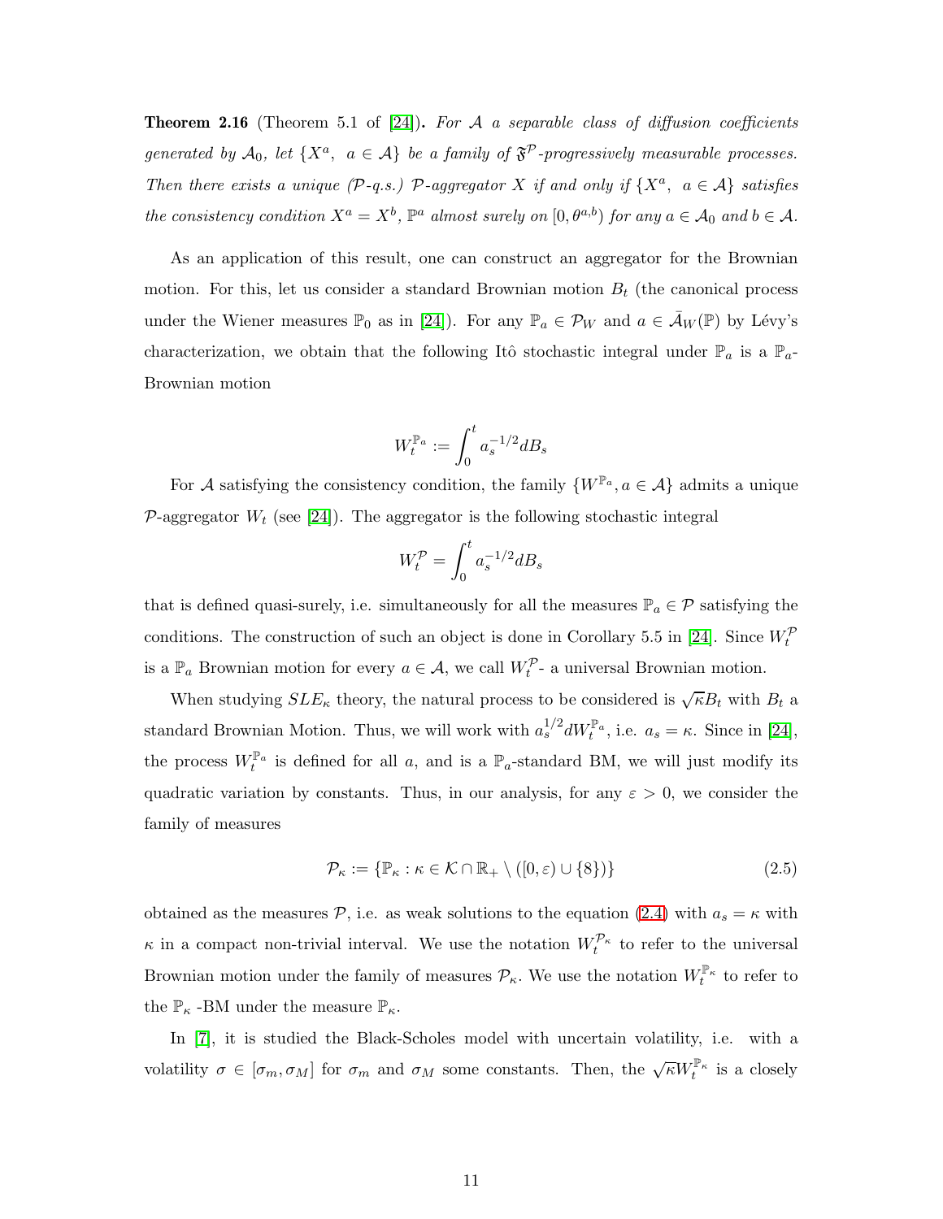**Theorem 2.16** (Theorem 5.1 of [24]). *For $\mathcal{A}$ a separable class of diffusion coefficients generated by $\mathcal{A}_0$, let $\{X^a, \ a \in \mathcal{A}\}$ be a family of $\mathfrak{F}^{\mathcal{P}}$-progressively measurable processes. Then there exists a unique ($\mathcal{P}$-q.s.) $\mathcal{P}$-aggregator $X$ if and only if $\{X^a, \ a \in \mathcal{A}\}$ satisfies the consistency condition $X^a = X^b$, $\mathbb{P}^a$ almost surely on $[0, \theta^{a,b})$ for any $a \in \mathcal{A}_0$ and $b \in \mathcal{A}$.*

As an application of this result, one can construct an aggregator for the Brownian motion. For this, let us consider a standard Brownian motion $B_t$ (the canonical process under the Wiener measures $\mathbb{P}_0$ as in [24]). For any $\mathbb{P}_a \in \mathcal{P}_W$ and $a \in \bar{\mathcal{A}}_W(\mathbb{P})$ by Lévy's characterization, we obtain that the following Itô stochastic integral under $\mathbb{P}_a$ is a $\mathbb{P}_a$-Brownian motion

$$W_t^{\mathbb{P}_a} := \int_0^t a_s^{-1/2} dB_s$$

For $\mathcal{A}$ satisfying the consistency condition, the family $\{W^{\mathbb{P}_a}, a \in \mathcal{A}\}$ admits a unique $\mathcal{P}$-aggregator $W_t$ (see [24]). The aggregator is the following stochastic integral

$$W_t^{\mathcal{P}} = \int_0^t a_s^{-1/2} dB_s$$

that is defined quasi-surely, i.e. simultaneously for all the measures $\mathbb{P}_a \in \mathcal{P}$ satisfying the conditions. The construction of such an object is done in Corollary 5.5 in [24]. Since $W_t^{\mathcal{P}}$ is a $\mathbb{P}_a$ Brownian motion for every $a \in \mathcal{A}$, we call $W_t^{\mathcal{P}}$- a universal Brownian motion.

When studying $SLE_\kappa$ theory, the natural process to be considered is $\sqrt{\kappa} B_t$ with $B_t$ a standard Brownian Motion. Thus, we will work with $a_s^{1/2} dW_t^{\mathbb{P}_a}$, i.e. $a_s = \kappa$. Since in [24], the process $W_t^{\mathbb{P}_a}$ is defined for all $a$, and is a $\mathbb{P}_a$-standard BM, we will just modify its quadratic variation by constants. Thus, in our analysis, for any $\varepsilon > 0$, we consider the family of measures

$$\mathcal{P}_\kappa := \{\mathbb{P}_\kappa : \kappa \in \mathcal{K} \cap \mathbb{R}_+ \setminus ([0, \varepsilon) \cup \{8\})\} \tag{2.5}$$

obtained as the measures $\mathcal{P}$, i.e. as weak solutions to the equation (2.4) with $a_s = \kappa$ with $\kappa$ in a compact non-trivial interval. We use the notation $W_t^{\mathcal{P}_\kappa}$ to refer to the universal Brownian motion under the family of measures $\mathcal{P}_\kappa$. We use the notation $W_t^{\mathbb{P}_\kappa}$ to refer to the $\mathbb{P}_\kappa$ -BM under the measure $\mathbb{P}_\kappa$.

In [7], it is studied the Black-Scholes model with uncertain volatility, i.e. with a volatility $\sigma \in [\sigma_m, \sigma_M]$ for $\sigma_m$ and $\sigma_M$ some constants. Then, the $\sqrt{\kappa} W_t^{\mathbb{P}_\kappa}$ is a closely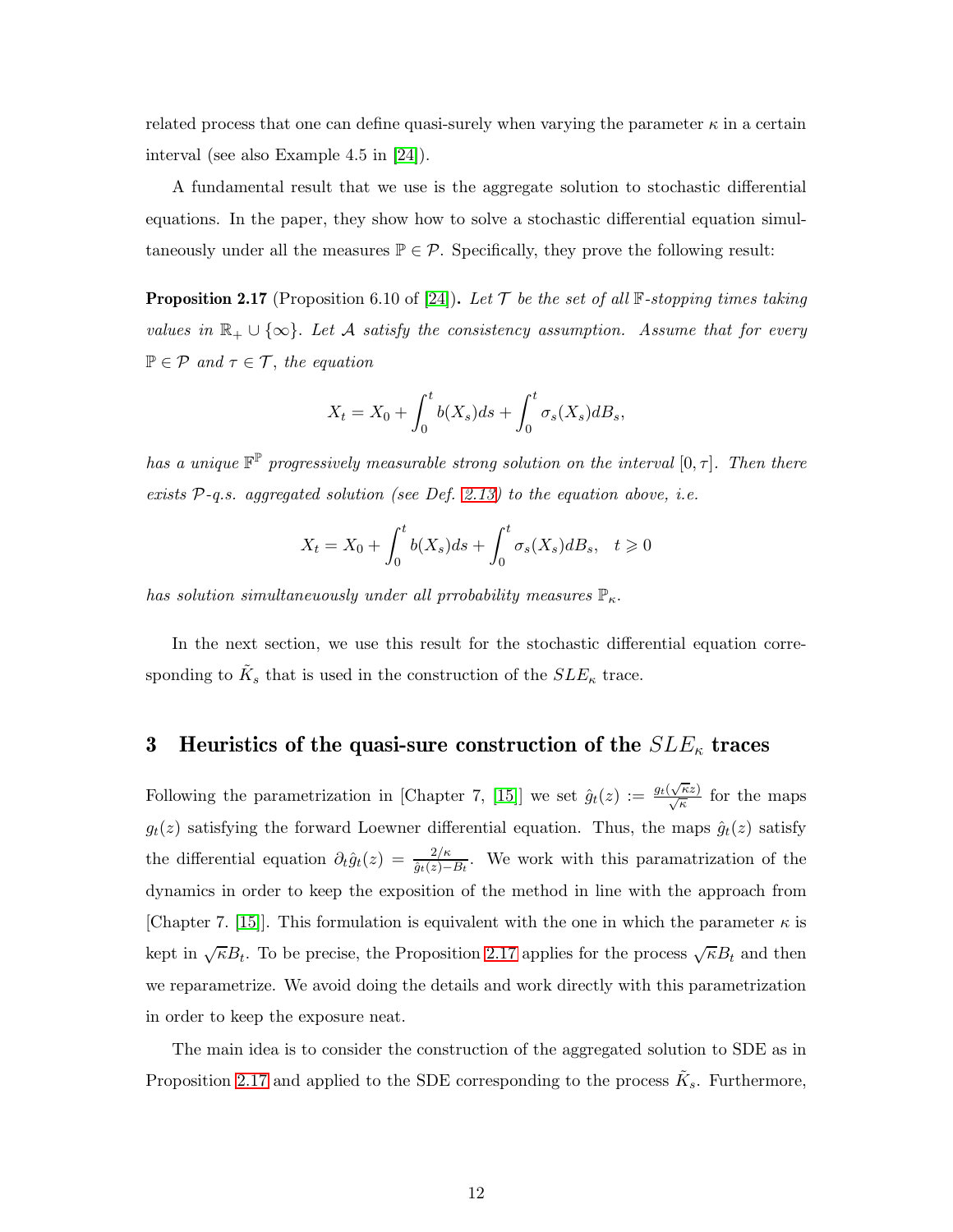related process that one can define quasi-surely when varying the parameter $\kappa$ in a certain interval (see also Example 4.5 in [24]).

A fundamental result that we use is the aggregate solution to stochastic differential equations. In the paper, they show how to solve a stochastic differential equation simultaneously under all the measures $\mathbb{P} \in \mathcal{P}$. Specifically, they prove the following result:

**Proposition 2.17** (Proposition 6.10 of [24])**.** *Let $\mathcal{T}$ be the set of all $\mathbb{F}$-stopping times taking values in $\mathbb{R}_+ \cup \{\infty\}$. Let $\mathcal{A}$ satisfy the consistency assumption. Assume that for every $\mathbb{P} \in \mathcal{P}$ and $\tau \in \mathcal{T}$, the equation*

$$X_t = X_0 + \int_0^t b(X_s)ds + \int_0^t \sigma_s(X_s)dB_s,$$

*has a unique $\mathbb{F}^{\mathbb{P}}$ progressively measurable strong solution on the interval $[0, \tau]$. Then there exists $\mathcal{P}$-q.s. aggregated solution (see Def. 2.13) to the equation above, i.e.*

$$X_t = X_0 + \int_0^t b(X_s)ds + \int_0^t \sigma_s(X_s)dB_s, \quad t \geqslant 0$$

*has solution simultaneuously under all prrobability measures $\mathbb{P}_\kappa$.*

In the next section, we use this result for the stochastic differential equation corresponding to $\tilde{K}_s$ that is used in the construction of the $SLE_\kappa$ trace.

# 3 Heuristics of the quasi-sure construction of the $SLE_\kappa$ traces

Following the parametrization in [Chapter 7, [15]] we set $\hat{g}_t(z) := \frac{g_t(\sqrt{\kappa}z)}{\sqrt{\kappa}}$ for the maps $g_t(z)$ satisfying the forward Loewner differential equation. Thus, the maps $\hat{g}_t(z)$ satisfy the differential equation $\partial_t \hat{g}_t(z) = \frac{2/\kappa}{\hat{g}_t(z) - B_t}$. We work with this paramatrization of the dynamics in order to keep the exposition of the method in line with the approach from [Chapter 7. [15]]. This formulation is equivalent with the one in which the parameter $\kappa$ is kept in $\sqrt{\kappa}B_t$. To be precise, the Proposition 2.17 applies for the process $\sqrt{\kappa}B_t$ and then we reparametrize. We avoid doing the details and work directly with this parametrization in order to keep the exposure neat.

The main idea is to consider the construction of the aggregated solution to SDE as in Proposition 2.17 and applied to the SDE corresponding to the process $\tilde{K}_s$. Furthermore,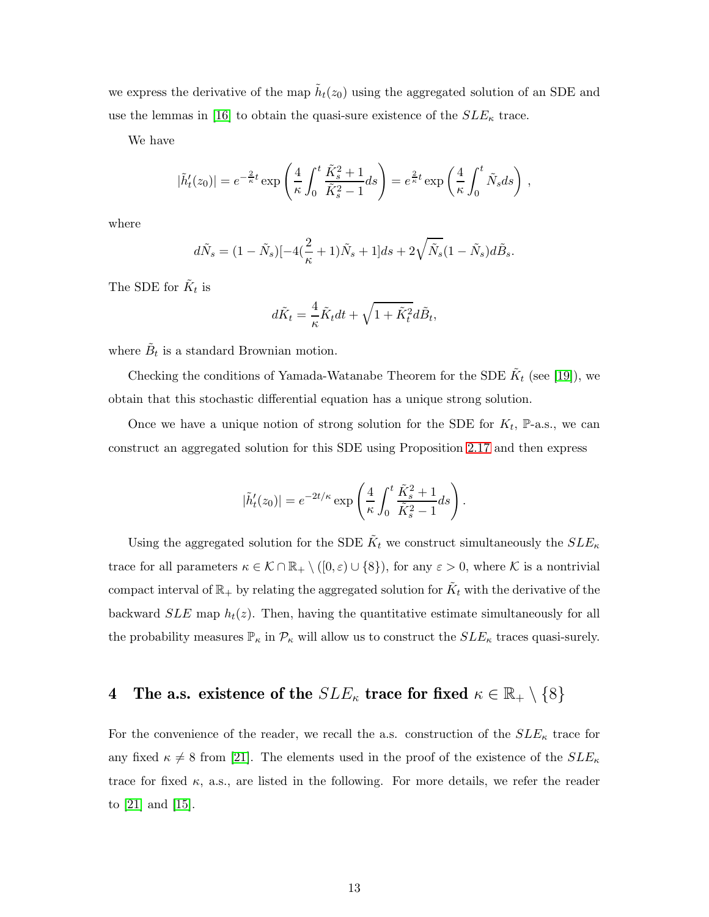we express the derivative of the map $\tilde{h}_t(z_0)$ using the aggregated solution of an SDE and use the lemmas in [16] to obtain the quasi-sure existence of the $SLE_\kappa$ trace.

We have

$$|\tilde{h}'_t(z_0)| = e^{-\frac{2}{\kappa}t} \exp\left(\frac{4}{\kappa}\int_0^t \frac{\tilde{K}_s^2+1}{\tilde{K}_s^2-1}ds\right) = e^{\frac{2}{\kappa}t} \exp\left(\frac{4}{\kappa}\int_0^t \tilde{N}_s ds\right) ,$$

where

$$d\tilde{N}_s = (1-\tilde{N}_s)[-4(\frac{2}{\kappa}+1)\tilde{N}_s + 1]ds + 2\sqrt{\tilde{N}_s}(1-\tilde{N}_s)d\tilde{B}_s.$$

The SDE for $\tilde{K}_t$ is

$$d\tilde{K}_t = \frac{4}{\kappa}\tilde{K}_t dt + \sqrt{1+\tilde{K}_t^2}d\tilde{B}_t,$$

where $\tilde{B}_t$ is a standard Brownian motion.

Checking the conditions of Yamada-Watanabe Theorem for the SDE $\tilde{K}_t$ (see [19]), we obtain that this stochastic differential equation has a unique strong solution.

Once we have a unique notion of strong solution for the SDE for $K_t$, $\mathbb{P}$-a.s., we can construct an aggregated solution for this SDE using Proposition 2.17 and then express

$$|\tilde{h}'_t(z_0)| = e^{-2t/\kappa} \exp\left(\frac{4}{\kappa}\int_0^t \frac{\tilde{K}_s^2+1}{\tilde{K}_s^2-1}ds\right).$$

Using the aggregated solution for the SDE $\tilde{K}_t$ we construct simultaneously the $SLE_\kappa$ trace for all parameters $\kappa \in \mathcal{K} \cap \mathbb{R}_+ \setminus ([0,\varepsilon) \cup \{8\})$, for any $\varepsilon > 0$, where $\mathcal{K}$ is a nontrivial compact interval of $\mathbb{R}_+$ by relating the aggregated solution for $\tilde{K}_t$ with the derivative of the backward $SLE$ map $h_t(z)$. Then, having the quantitative estimate simultaneously for all the probability measures $\mathbb{P}_\kappa$ in $\mathcal{P}_\kappa$ will allow us to construct the $SLE_\kappa$ traces quasi-surely.

## 4 The a.s. existence of the $SLE_\kappa$ trace for fixed $\kappa \in \mathbb{R}_+ \setminus \{8\}$

For the convenience of the reader, we recall the a.s. construction of the $SLE_\kappa$ trace for any fixed $\kappa \neq 8$ from [21]. The elements used in the proof of the existence of the $SLE_\kappa$ trace for fixed $\kappa$, a.s., are listed in the following. For more details, we refer the reader to [21] and [15].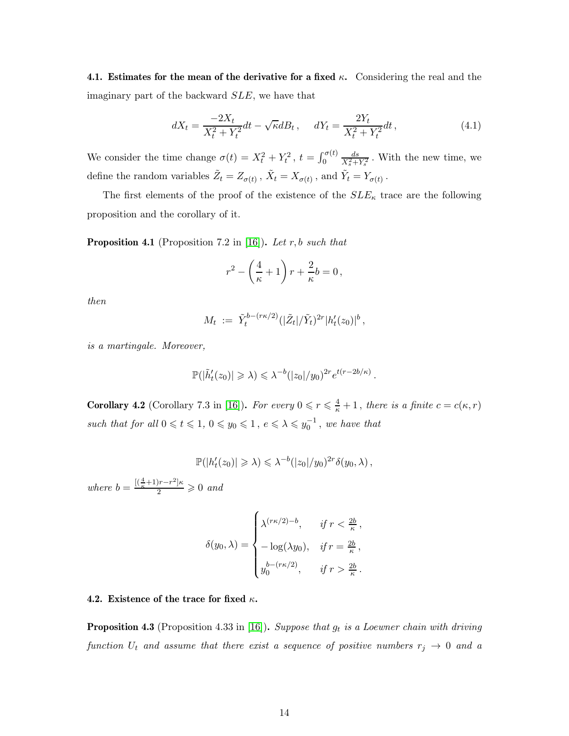**4.1. Estimates for the mean of the derivative for a fixed $\kappa$.** Considering the real and the imaginary part of the backward $SLE$, we have that

$$dX_t = \frac{-2X_t}{X_t^2+Y_t^2}dt - \sqrt{\kappa}dB_t\,, \quad dY_t = \frac{2Y_t}{X_t^2+Y_t^2}dt\,, \tag{4.1}$$

We consider the time change $\sigma(t) = X_t^2 + Y_t^2$ , $t = \int_0^{\sigma(t)} \frac{ds}{X_s^2+Y_s^2}$ . With the new time, we define the random variables $\tilde{Z}_t = Z_{\sigma(t)}$ , $\tilde{X}_t = X_{\sigma(t)}$ , and $\tilde{Y}_t = Y_{\sigma(t)}$ .

The first elements of the proof of the existence of the $SLE_\kappa$ trace are the following proposition and the corollary of it.

**Proposition 4.1** (Proposition 7.2 in [16]). *Let $r, b$ such that*

$$r^2 - \left(\frac{4}{\kappa}+1\right)r + \frac{2}{\kappa}b = 0\,,$$

*then*

$$M_t \;:=\; \tilde{Y}_t^{b-(r\kappa/2)}(|\tilde{Z}_t|/\tilde{Y}_t)^{2r}|h_t'(z_0)|^b\,,$$

*is a martingale. Moreover,*

$$\mathbb{P}(|\tilde{h}_t'(z_0)| \geqslant \lambda) \leqslant \lambda^{-b}(|z_0|/y_0)^{2r}e^{t(r-2b/\kappa)}\,.$$

**Corollary 4.2** (Corollary 7.3 in [16]). *For every $0 \leqslant r \leqslant \frac{4}{\kappa}+1$ , there is a finite $c = c(\kappa, r)$ such that for all $0 \leqslant t \leqslant 1$, $0 \leqslant y_0 \leqslant 1$ , $e \leqslant \lambda \leqslant y_0^{-1}$ , we have that*

$$\mathbb{P}(|h_t'(z_0)| \geqslant \lambda) \leqslant \lambda^{-b}(|z_0|/y_0)^{2r}\delta(y_0,\lambda)\,,$$

*where $b = \frac{[(\frac{4}{\kappa}+1)r - r^2]\kappa}{2} \geqslant 0$ and*

$$\delta(y_0,\lambda) = \begin{cases} \lambda^{(r\kappa/2)-b}, & \text{if } r < \frac{2b}{\kappa}\,,\\ -\log(\lambda y_0), & \text{if } r = \frac{2b}{\kappa}\,,\\ y_0^{b-(r\kappa/2)}, & \text{if } r > \frac{2b}{\kappa}\,. \end{cases}$$

**4.2. Existence of the trace for fixed $\kappa$.**

**Proposition 4.3** (Proposition 4.33 in [16]). *Suppose that $g_t$ is a Loewner chain with driving function $U_t$ and assume that there exist a sequence of positive numbers $r_j \to 0$ and a*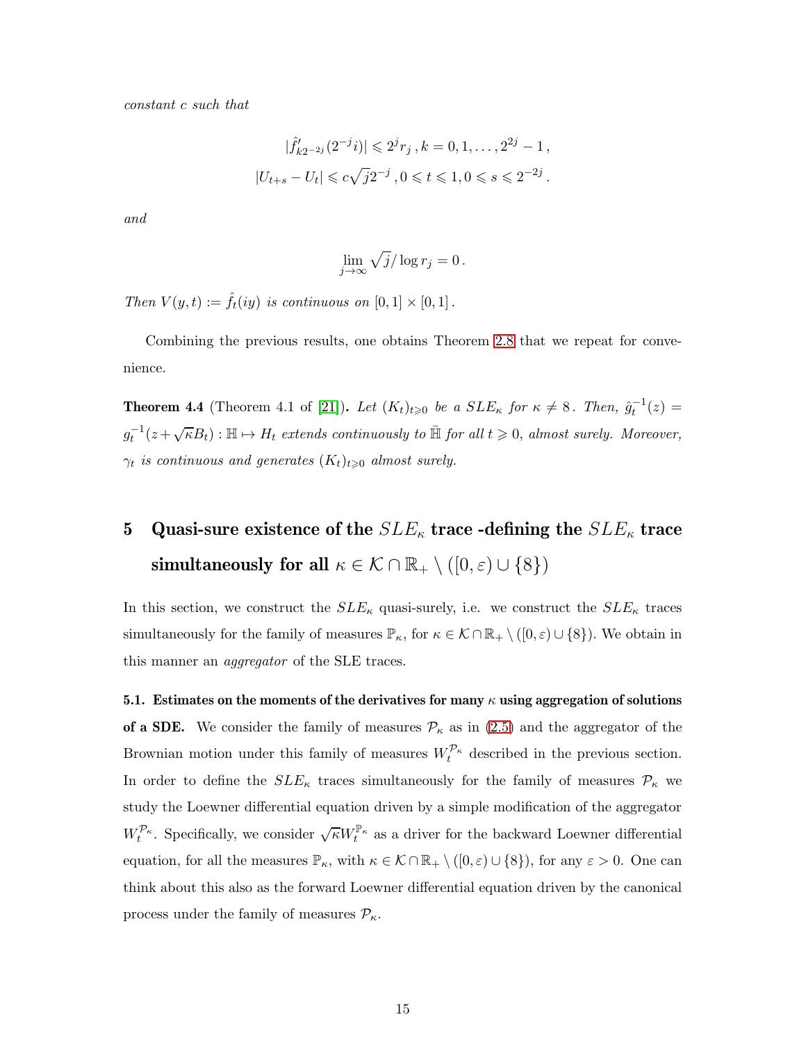*constant $c$ such that*

$$|\hat{f}'_{k2^{-2j}}(2^{-j}i)| \leqslant 2^j r_j \,, k = 0, 1, \ldots, 2^{2j} - 1 \,,$$

$$|U_{t+s} - U_t| \leqslant c\sqrt{j}2^{-j} \,, 0 \leqslant t \leqslant 1, 0 \leqslant s \leqslant 2^{-2j} \,.$$

*and*

$$\lim_{j \to \infty} \sqrt{j}/\log r_j = 0 \,.$$

*Then $V(y,t) := \hat{f}_t(iy)$ is continuous on $[0,1] \times [0,1]$.*

Combining the previous results, one obtains Theorem 2.8 that we repeat for convenience.

**Theorem 4.4** (Theorem 4.1 of [21])**.** *Let $(K_t)_{t \geqslant 0}$ be a $SLE_\kappa$ for $\kappa \neq 8$. Then, $\hat{g}_t^{-1}(z) = g_t^{-1}(z + \sqrt{\kappa}B_t) : \mathbb{H} \mapsto H_t$ extends continuously to $\bar{\mathbb{H}}$ for all $t \geqslant 0$, almost surely. Moreover, $\gamma_t$ is continuous and generates $(K_t)_{t \geqslant 0}$ almost surely.*

# 5 Quasi-sure existence of the $SLE_\kappa$ trace -defining the $SLE_\kappa$ trace simultaneously for all $\kappa \in \mathcal{K} \cap \mathbb{R}_+ \setminus ([0, \varepsilon) \cup \{8\})$

In this section, we construct the $SLE_\kappa$ quasi-surely, i.e. we construct the $SLE_\kappa$ traces simultaneously for the family of measures $\mathbb{P}_\kappa$, for $\kappa \in \mathcal{K} \cap \mathbb{R}_+ \setminus ([0, \varepsilon) \cup \{8\})$. We obtain in this manner an *aggregator* of the SLE traces.

**5.1. Estimates on the moments of the derivatives for many $\kappa$ using aggregation of solutions of a SDE.** We consider the family of measures $\mathcal{P}_\kappa$ as in (2.5) and the aggregator of the Brownian motion under this family of measures $W_t^{\mathcal{P}_\kappa}$ described in the previous section. In order to define the $SLE_\kappa$ traces simultaneously for the family of measures $\mathcal{P}_\kappa$ we study the Loewner differential equation driven by a simple modification of the aggregator $W_t^{\mathcal{P}_\kappa}$. Specifically, we consider $\sqrt{\kappa}W_t^{\mathbb{P}_\kappa}$ as a driver for the backward Loewner differential equation, for all the measures $\mathbb{P}_\kappa$, with $\kappa \in \mathcal{K} \cap \mathbb{R}_+ \setminus ([0, \varepsilon) \cup \{8\})$, for any $\varepsilon > 0$. One can think about this also as the forward Loewner differential equation driven by the canonical process under the family of measures $\mathcal{P}_\kappa$.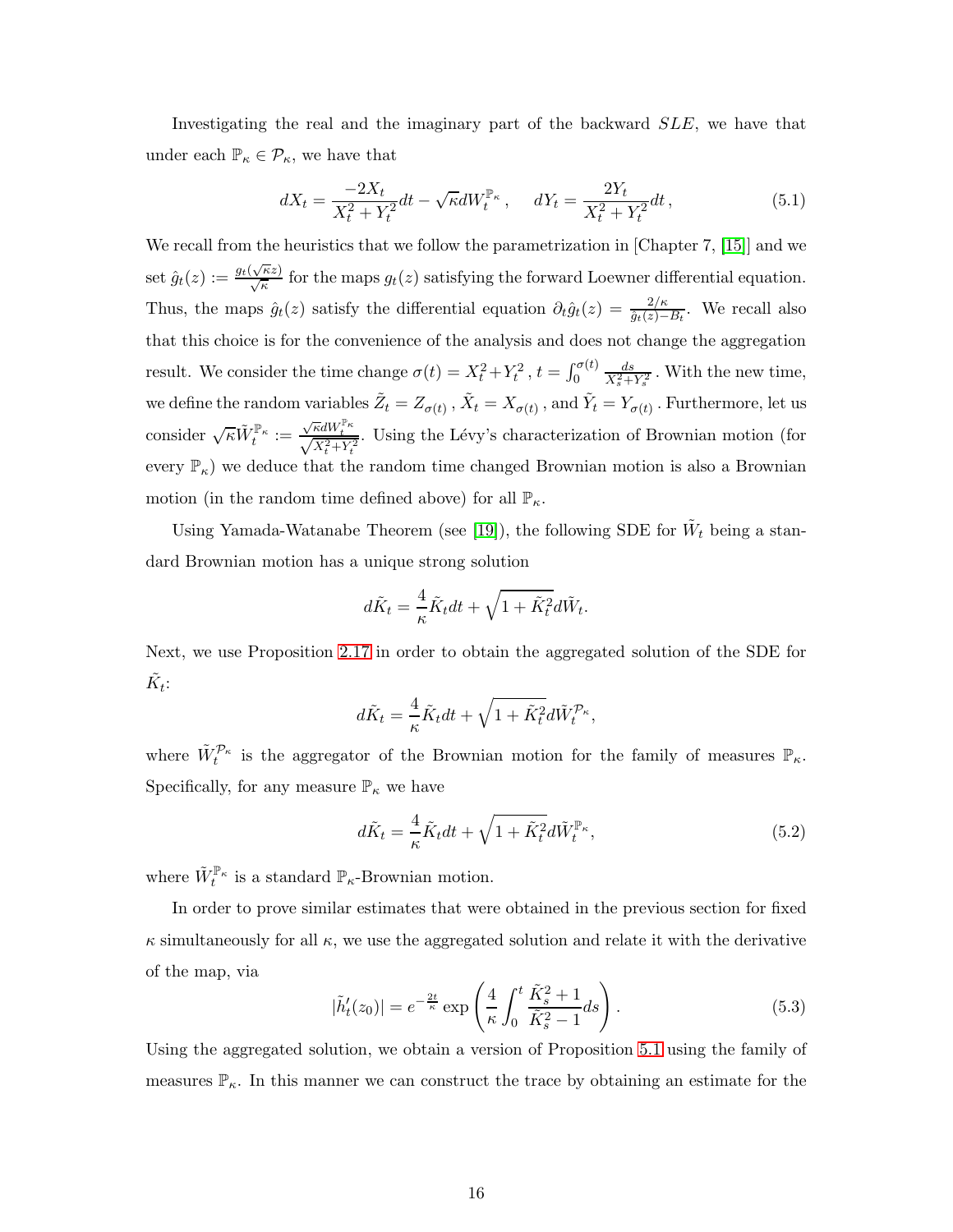Investigating the real and the imaginary part of the backward $SLE$, we have that under each $\mathbb{P}_\kappa \in \mathcal{P}_\kappa$, we have that

$$dX_t = \frac{-2X_t}{X_t^2 + Y_t^2}dt - \sqrt{\kappa}dW_t^{\mathbb{P}_\kappa}, \quad dY_t = \frac{2Y_t}{X_t^2 + Y_t^2}dt, \tag{5.1}$$

We recall from the heuristics that we follow the parametrization in [Chapter 7, [15]] and we set $\hat{g}_t(z) := \frac{g_t(\sqrt{\kappa}z)}{\sqrt{\kappa}}$ for the maps $g_t(z)$ satisfying the forward Loewner differential equation. Thus, the maps $\hat{g}_t(z)$ satisfy the differential equation $\partial_t \hat{g}_t(z) = \frac{2/\kappa}{\hat{g}_t(z) - B_t}$. We recall also that this choice is for the convenience of the analysis and does not change the aggregation result. We consider the time change $\sigma(t) = X_t^2 + Y_t^2$, $t = \int_0^{\sigma(t)} \frac{ds}{X_s^2 + Y_s^2}$. With the new time, we define the random variables $\tilde{Z}_t = Z_{\sigma(t)}$, $\tilde{X}_t = X_{\sigma(t)}$, and $\tilde{Y}_t = Y_{\sigma(t)}$. Furthermore, let us consider $\sqrt{\kappa}\tilde{W}_t^{\mathbb{P}_\kappa} := \frac{\sqrt{\kappa}dW_t^{\mathbb{P}_\kappa}}{\sqrt{X_t^2+Y_t^2}}$. Using the Lévy's characterization of Brownian motion (for every $\mathbb{P}_\kappa$) we deduce that the random time changed Brownian motion is also a Brownian motion (in the random time defined above) for all $\mathbb{P}_\kappa$.

Using Yamada-Watanabe Theorem (see [19]), the following SDE for $\tilde{W}_t$ being a standard Brownian motion has a unique strong solution

$$d\tilde{K}_t = \frac{4}{\kappa}\tilde{K}_t dt + \sqrt{1 + \tilde{K}_t^2}d\tilde{W}_t.$$

Next, we use Proposition 2.17 in order to obtain the aggregated solution of the SDE for $\tilde{K}_t$:

$$d\tilde{K}_t = \frac{4}{\kappa}\tilde{K}_t dt + \sqrt{1 + \tilde{K}_t^2}d\tilde{W}_t^{\mathcal{P}_\kappa},$$

where $\tilde{W}_t^{\mathcal{P}_\kappa}$ is the aggregator of the Brownian motion for the family of measures $\mathbb{P}_\kappa$. Specifically, for any measure $\mathbb{P}_\kappa$ we have

$$d\tilde{K}_t = \frac{4}{\kappa}\tilde{K}_t dt + \sqrt{1 + \tilde{K}_t^2}d\tilde{W}_t^{\mathbb{P}_\kappa}, \tag{5.2}$$

where $\tilde{W}_t^{\mathbb{P}_\kappa}$ is a standard $\mathbb{P}_\kappa$-Brownian motion.

In order to prove similar estimates that were obtained in the previous section for fixed $\kappa$ simultaneously for all $\kappa$, we use the aggregated solution and relate it with the derivative of the map, via

$$|\tilde{h}_t'(z_0)| = e^{-\frac{2t}{\kappa}} \exp\left(\frac{4}{\kappa}\int_0^t \frac{\tilde{K}_s^2 + 1}{\tilde{K}_s^2 - 1}ds\right). \tag{5.3}$$

Using the aggregated solution, we obtain a version of Proposition 5.1 using the family of measures $\mathbb{P}_\kappa$. In this manner we can construct the trace by obtaining an estimate for the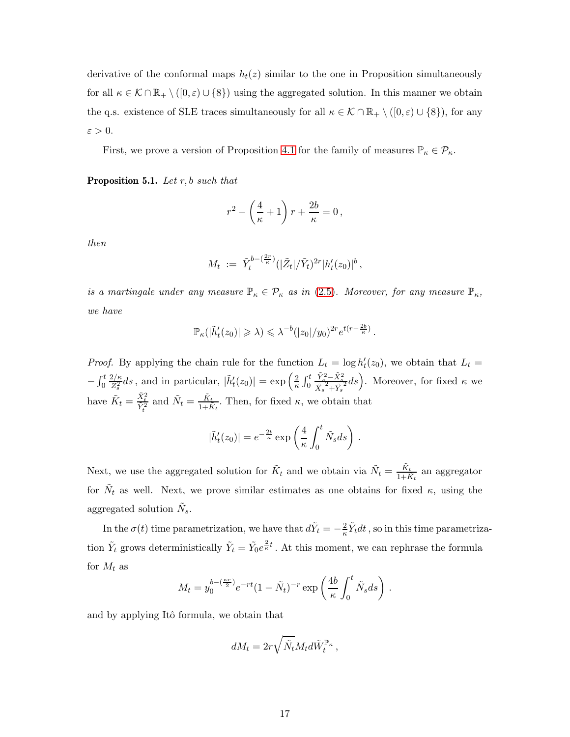derivative of the conformal maps $h_t(z)$ similar to the one in Proposition simultaneously for all $\kappa \in \mathcal{K} \cap \mathbb{R}_+ \setminus ([0,\varepsilon) \cup \{8\})$ using the aggregated solution. In this manner we obtain the q.s. existence of SLE traces simultaneously for all $\kappa \in \mathcal{K} \cap \mathbb{R}_+ \setminus ([0,\varepsilon) \cup \{8\})$, for any $\varepsilon > 0$.

First, we prove a version of Proposition 4.1 for the family of measures $\mathbb{P}_\kappa \in \mathcal{P}_\kappa$.

**Proposition 5.1.** *Let $r, b$ such that*

$$r^2 - \left(\frac{4}{\kappa} + 1\right) r + \frac{2b}{\kappa} = 0\,,$$

*then*

$$M_t \ := \ \tilde{Y}_t^{b-(\frac{2r}{\kappa})}(|\tilde{Z}_t|/\tilde{Y}_t)^{2r}|h_t'(z_0)|^b\,,$$

*is a martingale under any measure $\mathbb{P}_\kappa \in \mathcal{P}_\kappa$ as in (2.5). Moreover, for any measure $\mathbb{P}_\kappa$, we have*

$$\mathbb{P}_\kappa(|\tilde{h}_t'(z_0)| \geqslant \lambda) \leqslant \lambda^{-b}(|z_0|/y_0)^{2r}e^{t(r-\frac{2b}{\kappa})}\,.$$

*Proof.* By applying the chain rule for the function $L_t = \log h_t'(z_0)$, we obtain that $L_t = -\int_0^t \frac{2/\kappa}{Z_s^2} ds$, and in particular, $|\tilde{h}_t'(z_0)| = \exp\left(\frac{2}{\kappa}\int_0^t \frac{\tilde{Y}_s^2 - \tilde{X}_s^2}{\tilde{X}_s^2 + \tilde{Y}_s^2} ds\right)$. Moreover, for fixed $\kappa$ we have $\tilde{K}_t = \frac{\tilde{X}_t^2}{\tilde{Y}_t^2}$ and $\tilde{N}_t = \frac{\tilde{K}_t}{1+\tilde{K}_t}$. Then, for fixed $\kappa$, we obtain that

$$|\tilde{h}_t'(z_0)| = e^{-\frac{2t}{\kappa}} \exp\left(\frac{4}{\kappa}\int_0^t \tilde{N}_s ds\right)\,.$$

Next, we use the aggregated solution for $\tilde{K}_t$ and we obtain via $\tilde{N}_t = \frac{\tilde{K}_t}{1+\tilde{K}_t}$ an aggregator for $\tilde{N}_t$ as well. Next, we prove similar estimates as one obtains for fixed $\kappa$, using the aggregated solution $\tilde{N}_s$.

In the $\sigma(t)$ time parametrization, we have that $d\tilde{Y}_t = -\frac{2}{\kappa}\tilde{Y}_t dt$, so in this time parametrization $\tilde{Y}_t$ grows deterministically $\tilde{Y}_t = \tilde{Y}_0 e^{\frac{2}{\kappa}t}$. At this moment, we can rephrase the formula for $M_t$ as

$$M_t = y_0^{b-(\frac{\kappa r}{2})} e^{-rt}(1-\tilde{N}_t)^{-r} \exp\left(\frac{4b}{\kappa}\int_0^t \tilde{N}_s ds\right)\,.$$

and by applying Itô formula, we obtain that

$$dM_t = 2r\sqrt{\tilde{N}_t} M_t d\tilde{W}_t^{\mathbb{P}_\kappa}\,,$$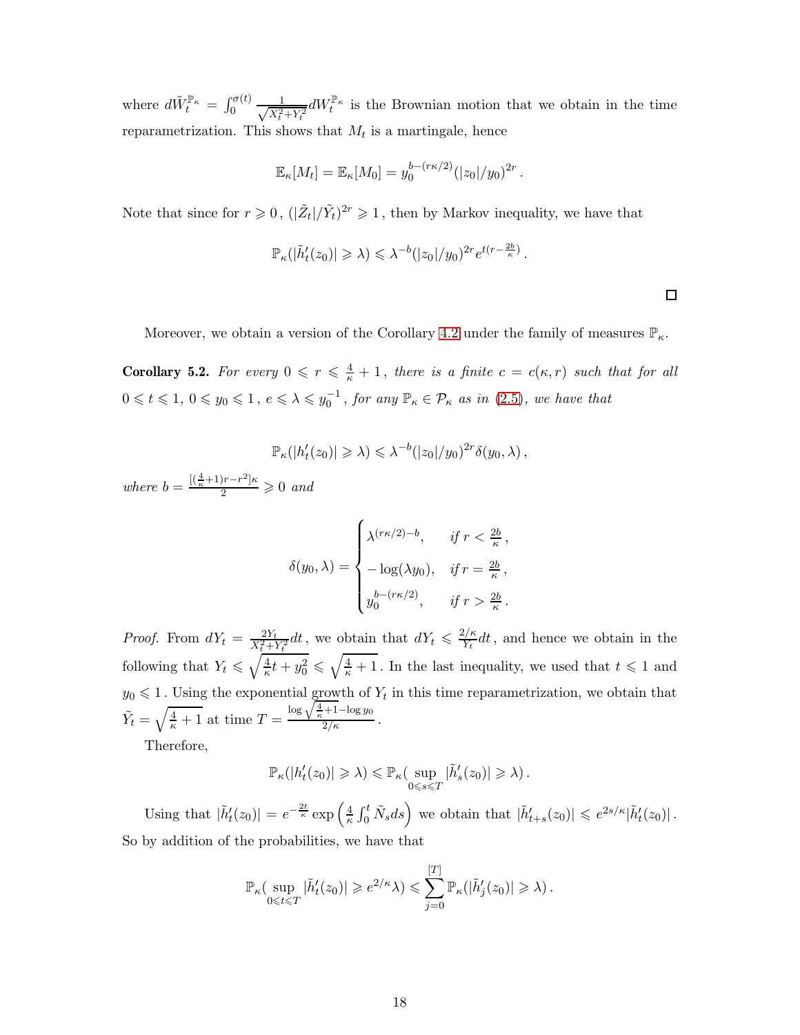where $d\tilde{W}_t^{\mathbb{P}_\kappa} = \int_0^{\sigma(t)} \frac{1}{\sqrt{X_t^2+Y_t^2}} dW_t^{\mathbb{P}_\kappa}$ is the Brownian motion that we obtain in the time reparametrization. This shows that $M_t$ is a martingale, hence

$$\mathbb{E}_\kappa[M_t] = \mathbb{E}_\kappa[M_0] = y_0^{b-(r\kappa/2)}(|z_0|/y_0)^{2r}\,.$$

Note that since for $r \geqslant 0\,,$ $(|\tilde{Z}_t|/\tilde{Y}_t)^{2r} \geqslant 1\,,$ then by Markov inequality, we have that

$$\mathbb{P}_\kappa(|\tilde{h}_t'(z_0)| \geqslant \lambda) \leqslant \lambda^{-b}(|z_0|/y_0)^{2r} e^{t(r-\frac{2b}{\kappa})}\,.$$

□

Moreover, we obtain a version of the Corollary 4.2 under the family of measures $\mathbb{P}_\kappa$.

**Corollary 5.2.** *For every $0 \leqslant r \leqslant \frac{4}{\kappa}+1\,,$ there is a finite $c = c(\kappa, r)$ such that for all $0 \leqslant t \leqslant 1,$ $0 \leqslant y_0 \leqslant 1\,,$ $e \leqslant \lambda \leqslant y_0^{-1}\,,$ for any $\mathbb{P}_\kappa \in \mathcal{P}_\kappa$ as in (2.5), we have that*

$$\mathbb{P}_\kappa(|h_t'(z_0)| \geqslant \lambda) \leqslant \lambda^{-b}(|z_0|/y_0)^{2r}\delta(y_0,\lambda)\,,$$

*where $b = \frac{[(\frac{4}{\kappa}+1)r - r^2]\kappa}{2} \geqslant 0$ and*

$$\delta(y_0,\lambda) = \begin{cases} \lambda^{(r\kappa/2)-b}, & \text{if } r < \frac{2b}{\kappa}\,,\\ -\log(\lambda y_0), & \text{if } r = \frac{2b}{\kappa}\,,\\ y_0^{b-(r\kappa/2)}, & \text{if } r > \frac{2b}{\kappa}\,. \end{cases}$$

*Proof.* From $dY_t = \frac{2Y_t}{X_t^2+Y_t^2}dt\,,$ we obtain that $dY_t \leqslant \frac{2/\kappa}{Y_t}dt\,,$ and hence we obtain in the following that $Y_t \leqslant \sqrt{\frac{4}{\kappa}t + y_0^2} \leqslant \sqrt{\frac{4}{\kappa}+1}\,.$ In the last inequality, we used that $t \leqslant 1$ and $y_0 \leqslant 1\,.$ Using the exponential growth of $Y_t$ in this time reparametrization, we obtain that $\tilde{Y}_t = \sqrt{\frac{4}{\kappa}+1}$ at time $T = \frac{\log\sqrt{\frac{4}{\kappa}+1} - \log y_0}{2/\kappa}\,.$

Therefore,

$$\mathbb{P}_\kappa(|h_t'(z_0)| \geqslant \lambda) \leqslant \mathbb{P}_\kappa(\sup_{0 \leqslant s \leqslant T} |\tilde{h}_s'(z_0)| \geqslant \lambda)\,.$$

Using that $|\tilde{h}_t'(z_0)| = e^{-\frac{2t}{\kappa}}\exp\left(\frac{4}{\kappa}\int_0^t \tilde{N}_s ds\right)$ we obtain that $|\tilde{h}_{t+s}'(z_0)| \leqslant e^{2s/\kappa}|\tilde{h}_t'(z_0)|\,.$ So by addition of the probabilities, we have that

$$\mathbb{P}_\kappa(\sup_{0 \leqslant t \leqslant T} |\tilde{h}_t'(z_0)| \geqslant e^{2/\kappa}\lambda) \leqslant \sum_{j=0}^{[T]} \mathbb{P}_\kappa(|\tilde{h}_j'(z_0)| \geqslant \lambda)\,.$$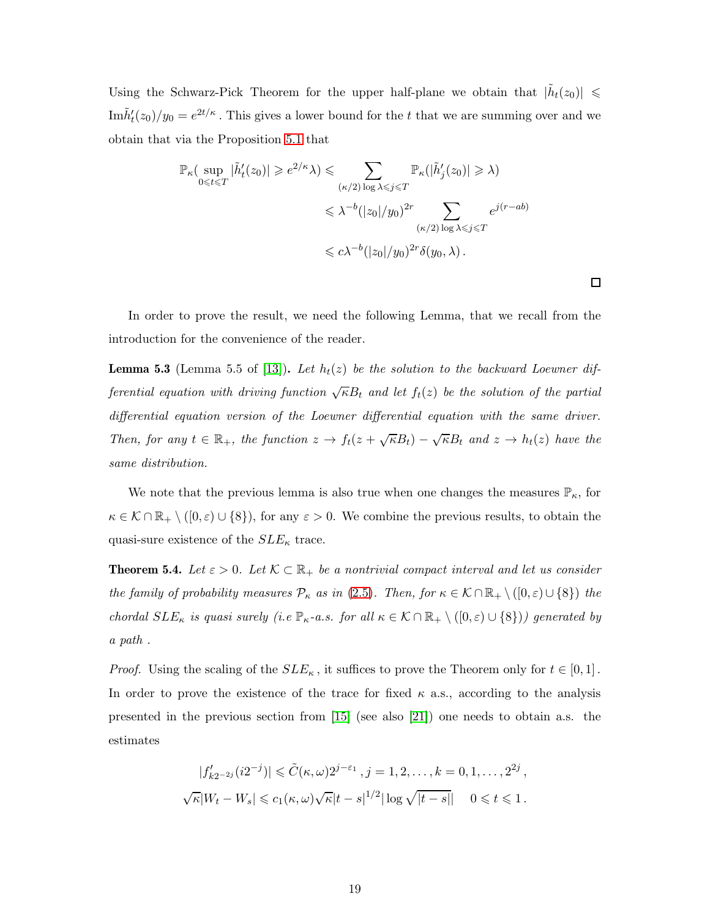Using the Schwarz-Pick Theorem for the upper half-plane we obtain that $|\tilde{h}_t(z_0)| \leqslant \mathrm{Im}\tilde{h}_t'(z_0)/y_0 = e^{2t/\kappa}$. This gives a lower bound for the $t$ that we are summing over and we obtain that via the Proposition 5.1 that

$$
\begin{aligned}
\mathbb{P}_\kappa(\sup_{0\leqslant t\leqslant T} |\tilde{h}_t'(z_0)| \geqslant e^{2/\kappa}\lambda) &\leqslant \sum_{(\kappa/2)\log\lambda \leqslant j \leqslant T} \mathbb{P}_\kappa(|\tilde{h}_j'(z_0)| \geqslant \lambda) \\
&\leqslant \lambda^{-b}(|z_0|/y_0)^{2r} \sum_{(\kappa/2)\log\lambda \leqslant j \leqslant T} e^{j(r-ab)} \\
&\leqslant c\lambda^{-b}(|z_0|/y_0)^{2r}\delta(y_0,\lambda)\,.
\end{aligned}
$$

□

In order to prove the result, we need the following Lemma, that we recall from the introduction for the convenience of the reader.

**Lemma 5.3** (Lemma 5.5 of [13]). *Let $h_t(z)$ be the solution to the backward Loewner differential equation with driving function $\sqrt{\kappa}B_t$ and let $f_t(z)$ be the solution of the partial differential equation version of the Loewner differential equation with the same driver. Then, for any $t \in \mathbb{R}_+$, the function $z \to f_t(z+\sqrt{\kappa}B_t) - \sqrt{\kappa}B_t$ and $z \to h_t(z)$ have the same distribution.*

We note that the previous lemma is also true when one changes the measures $\mathbb{P}_\kappa$, for $\kappa \in \mathcal{K} \cap \mathbb{R}_+ \setminus ([0,\varepsilon) \cup \{8\})$, for any $\varepsilon > 0$. We combine the previous results, to obtain the quasi-sure existence of the $SLE_\kappa$ trace.

**Theorem 5.4.** *Let $\varepsilon > 0$. Let $\mathcal{K} \subset \mathbb{R}_+$ be a nontrivial compact interval and let us consider the family of probability measures $\mathcal{P}_\kappa$ as in (2.5). Then, for $\kappa \in \mathcal{K} \cap \mathbb{R}_+ \setminus ([0,\varepsilon) \cup \{8\})$ the chordal $SLE_\kappa$ is quasi surely (i.e $\mathbb{P}_\kappa$-a.s. for all $\kappa \in \mathcal{K} \cap \mathbb{R}_+ \setminus ([0,\varepsilon) \cup \{8\})$) generated by a path .*

*Proof.* Using the scaling of the $SLE_\kappa$, it suffices to prove the Theorem only for $t \in [0,1]$. In order to prove the existence of the trace for fixed $\kappa$ a.s., according to the analysis presented in the previous section from [15] (see also [21]) one needs to obtain a.s. the estimates

$$
\begin{aligned}
|f_{k2^{-2j}}'(i2^{-j})| &\leqslant \tilde{C}(\kappa,\omega)2^{j-\varepsilon_1}\,, j = 1,2,\ldots, k = 0,1,\ldots,2^{2j}\,, \\
\sqrt{\kappa}|W_t - W_s| &\leqslant c_1(\kappa,\omega)\sqrt{\kappa}|t-s|^{1/2}|\log\sqrt{|t-s|}| \quad 0 \leqslant t \leqslant 1\,.
\end{aligned}
$$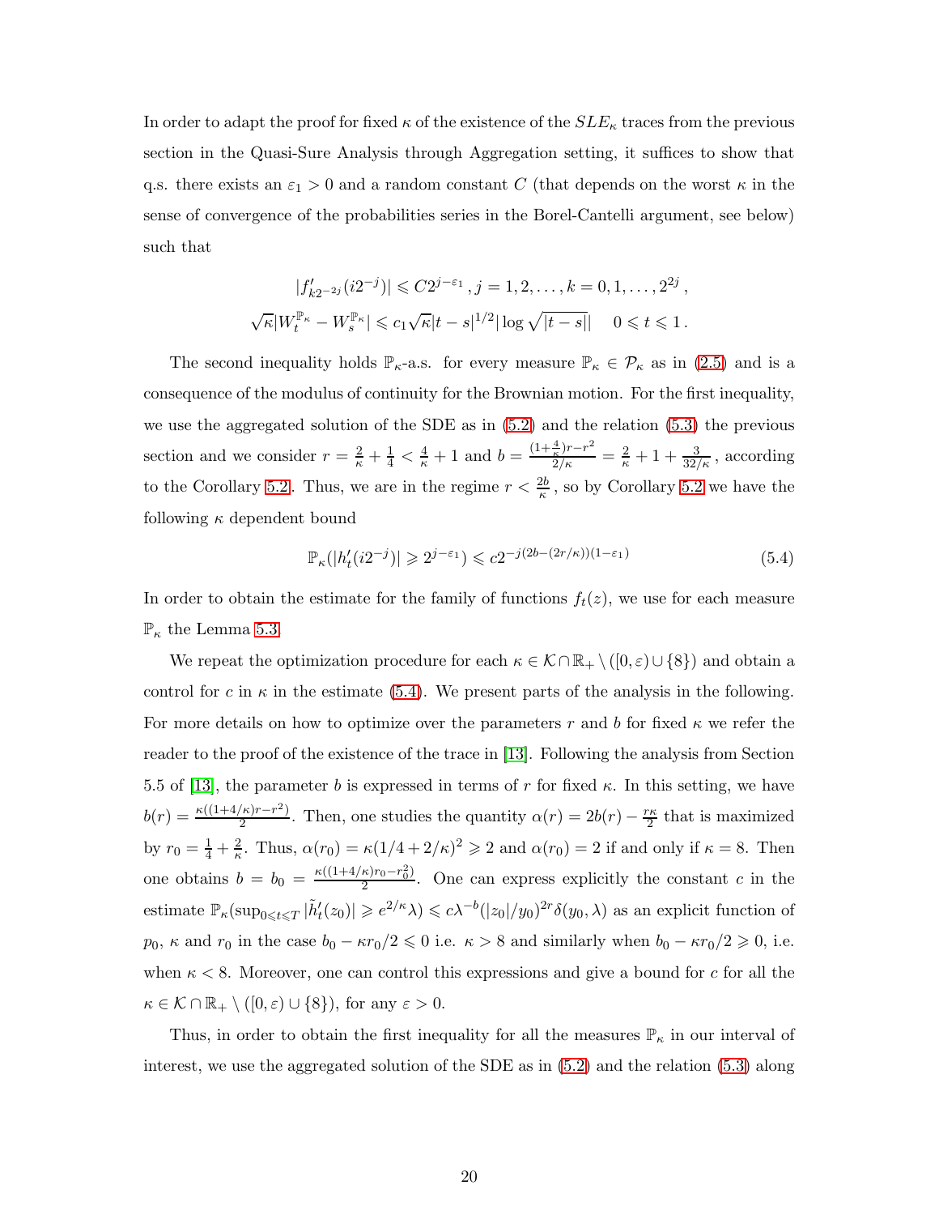In order to adapt the proof for fixed $\kappa$ of the existence of the $SLE_\kappa$ traces from the previous section in the Quasi-Sure Analysis through Aggregation setting, it suffices to show that q.s. there exists an $\varepsilon_1 > 0$ and a random constant $C$ (that depends on the worst $\kappa$ in the sense of convergence of the probabilities series in the Borel-Cantelli argument, see below) such that

$$
|f'_{k2^{-2j}}(i2^{-j})| \leqslant C2^{j-\varepsilon_1}\,, j = 1, 2, \ldots, k = 0, 1, \ldots, 2^{2j}\,,
$$
$$
\sqrt{\kappa}|W_t^{\mathbb{P}_\kappa} - W_s^{\mathbb{P}_\kappa}| \leqslant c_1\sqrt{\kappa}|t-s|^{1/2}|\log\sqrt{|t-s|}| \quad 0 \leqslant t \leqslant 1\,.
$$

The second inequality holds $\mathbb{P}_\kappa$-a.s. for every measure $\mathbb{P}_\kappa \in \mathcal{P}_\kappa$ as in (2.5) and is a consequence of the modulus of continuity for the Brownian motion. For the first inequality, we use the aggregated solution of the SDE as in (5.2) and the relation (5.3) the previous section and we consider $r = \frac{2}{\kappa} + \frac{1}{4} < \frac{4}{\kappa} + 1$ and $b = \frac{(1+\frac{4}{\kappa})r - r^2}{2/\kappa} = \frac{2}{\kappa} + 1 + \frac{3}{32/\kappa}$, according to the Corollary 5.2. Thus, we are in the regime $r < \frac{2b}{\kappa}$, so by Corollary 5.2 we have the following $\kappa$ dependent bound

$$
\mathbb{P}_\kappa(|h'_t(i2^{-j})| \geqslant 2^{j-\varepsilon_1}) \leqslant c2^{-j(2b-(2r/\kappa))(1-\varepsilon_1)} \tag{5.4}
$$

In order to obtain the estimate for the family of functions $f_t(z)$, we use for each measure $\mathbb{P}_\kappa$ the Lemma 5.3.

We repeat the optimization procedure for each $\kappa \in \mathcal{K} \cap \mathbb{R}_+ \setminus ([0, \varepsilon) \cup \{8\})$ and obtain a control for $c$ in $\kappa$ in the estimate (5.4). We present parts of the analysis in the following. For more details on how to optimize over the parameters $r$ and $b$ for fixed $\kappa$ we refer the reader to the proof of the existence of the trace in [13]. Following the analysis from Section 5.5 of [13], the parameter $b$ is expressed in terms of $r$ for fixed $\kappa$. In this setting, we have $b(r) = \frac{\kappa((1+4/\kappa)r - r^2)}{2}$. Then, one studies the quantity $\alpha(r) = 2b(r) - \frac{r\kappa}{2}$ that is maximized by $r_0 = \frac{1}{4} + \frac{2}{\kappa}$. Thus, $\alpha(r_0) = \kappa(1/4 + 2/\kappa)^2 \geqslant 2$ and $\alpha(r_0) = 2$ if and only if $\kappa = 8$. Then one obtains $b = b_0 = \frac{\kappa((1+4/\kappa)r_0 - r_0^2)}{2}$. One can express explicitly the constant $c$ in the estimate $\mathbb{P}_\kappa(\sup_{0\leqslant t\leqslant T} |\tilde{h}'_t(z_0)| \geqslant e^{2/\kappa}\lambda) \leqslant c\lambda^{-b}(|z_0|/y_0)^{2r}\delta(y_0, \lambda)$ as an explicit function of $p_0$, $\kappa$ and $r_0$ in the case $b_0 - \kappa r_0/2 \leqslant 0$ i.e. $\kappa > 8$ and similarly when $b_0 - \kappa r_0/2 \geqslant 0$, i.e. when $\kappa < 8$. Moreover, one can control this expressions and give a bound for $c$ for all the $\kappa \in \mathcal{K} \cap \mathbb{R}_+ \setminus ([0, \varepsilon) \cup \{8\})$, for any $\varepsilon > 0$.

Thus, in order to obtain the first inequality for all the measures $\mathbb{P}_\kappa$ in our interval of interest, we use the aggregated solution of the SDE as in (5.2) and the relation (5.3) along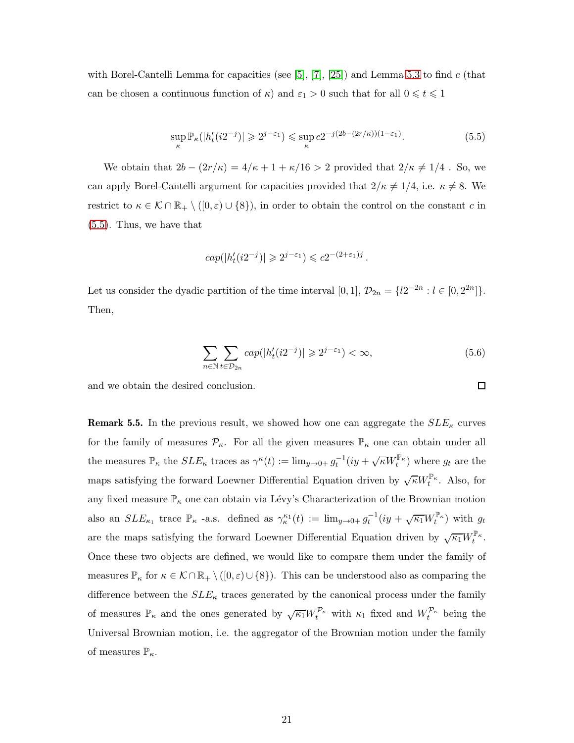with Borel-Cantelli Lemma for capacities (see [5], [7], [25]) and Lemma 5.3 to find $c$ (that can be chosen a continuous function of $\kappa$) and $\varepsilon_1 > 0$ such that for all $0 \leqslant t \leqslant 1$

$$\sup_{\kappa} \mathbb{P}_{\kappa}(|h'_t(i2^{-j})| \geqslant 2^{j-\varepsilon_1}) \leqslant \sup_{\kappa} c 2^{-j(2b-(2r/\kappa))(1-\varepsilon_1)}. \tag{5.5}$$

We obtain that $2b - (2r/\kappa) = 4/\kappa + 1 + \kappa/16 > 2$ provided that $2/\kappa \neq 1/4$ . So, we can apply Borel-Cantelli argument for capacities provided that $2/\kappa \neq 1/4$, i.e. $\kappa \neq 8$. We restrict to $\kappa \in \mathcal{K} \cap \mathbb{R}_+ \setminus ([0, \varepsilon) \cup \{8\})$, in order to obtain the control on the constant $c$ in (5.5). Thus, we have that

$$cap(|h'_t(i2^{-j})| \geqslant 2^{j-\varepsilon_1}) \leqslant c 2^{-(2+\varepsilon_1)j}\,.$$

Let us consider the dyadic partition of the time interval $[0,1]$, $\mathcal{D}_{2n} = \{l 2^{-2n} : l \in [0, 2^{2n}]\}$. Then,

$$\sum_{n \in \mathbb{N}} \sum_{t \in \mathcal{D}_{2n}} cap(|h'_t(i2^{-j})| \geqslant 2^{j-\varepsilon_1}) < \infty, \tag{5.6}$$

and we obtain the desired conclusion. □

**Remark 5.5.** In the previous result, we showed how one can aggregate the $SLE_\kappa$ curves for the family of measures $\mathcal{P}_\kappa$. For all the given measures $\mathbb{P}_\kappa$ one can obtain under all the measures $\mathbb{P}_\kappa$ the $SLE_\kappa$ traces as $\gamma^\kappa(t) := \lim_{y \to 0+} g_t^{-1}(iy + \sqrt{\kappa} W_t^{\mathbb{P}_\kappa})$ where $g_t$ are the maps satisfying the forward Loewner Differential Equation driven by $\sqrt{\kappa} W_t^{\mathbb{P}_\kappa}$. Also, for any fixed measure $\mathbb{P}_\kappa$ one can obtain via Lévy's Characterization of the Brownian motion also an $SLE_{\kappa_1}$ trace $\mathbb{P}_\kappa$ -a.s. defined as $\gamma_\kappa^{\kappa_1}(t) := \lim_{y \to 0+} g_t^{-1}(iy + \sqrt{\kappa_1} W_t^{\mathbb{P}_\kappa})$ with $g_t$ are the maps satisfying the forward Loewner Differential Equation driven by $\sqrt{\kappa_1} W_t^{\mathbb{P}_\kappa}$. Once these two objects are defined, we would like to compare them under the family of measures $\mathbb{P}_\kappa$ for $\kappa \in \mathcal{K} \cap \mathbb{R}_+ \setminus ([0, \varepsilon) \cup \{8\})$. This can be understood also as comparing the difference between the $SLE_\kappa$ traces generated by the canonical process under the family of measures $\mathbb{P}_\kappa$ and the ones generated by $\sqrt{\kappa_1} W_t^{\mathcal{P}_\kappa}$ with $\kappa_1$ fixed and $W_t^{\mathcal{P}_\kappa}$ being the Universal Brownian motion, i.e. the aggregator of the Brownian motion under the family of measures $\mathbb{P}_\kappa$.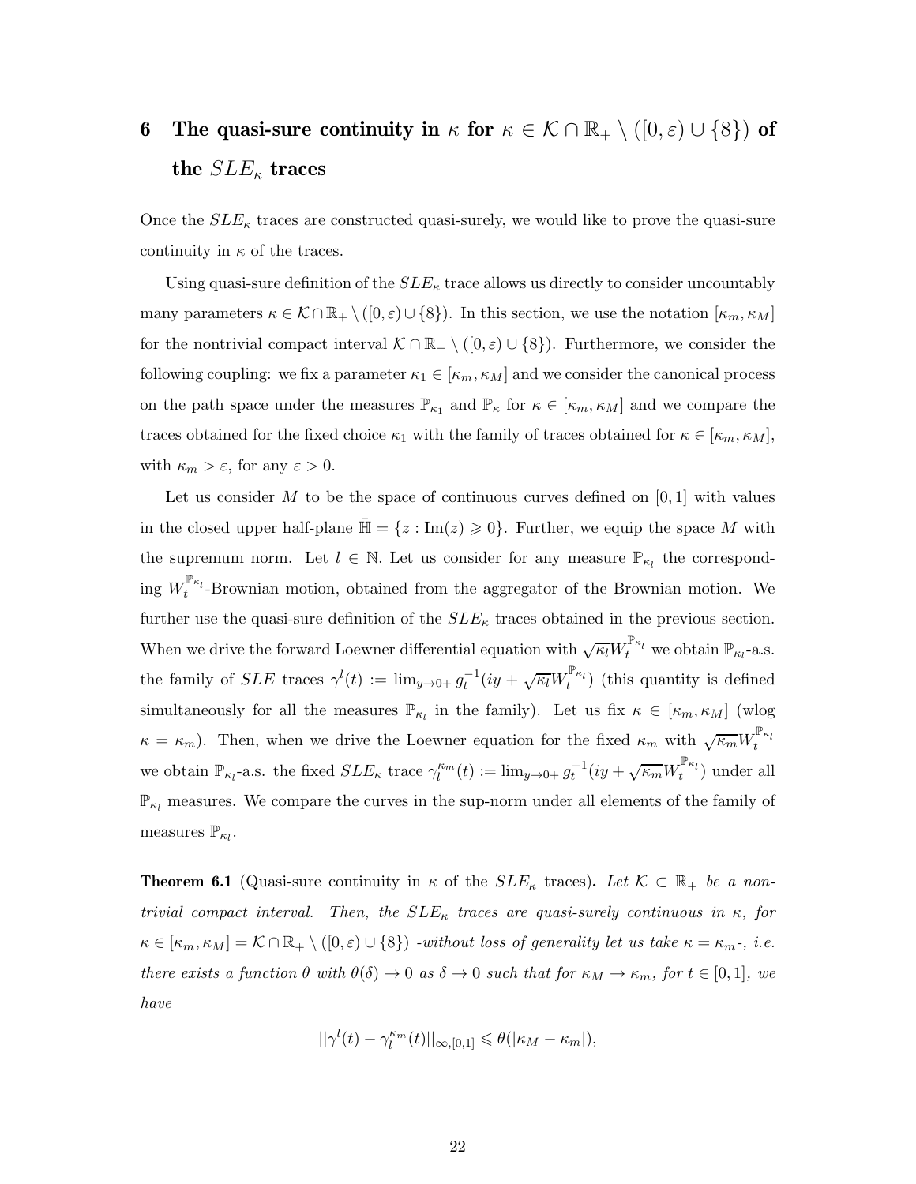# 6 The quasi-sure continuity in $\kappa$ for $\kappa \in \mathcal{K} \cap \mathbb{R}_+ \setminus ([0,\varepsilon) \cup \{8\})$ of the $SLE_\kappa$ traces

Once the $SLE_\kappa$ traces are constructed quasi-surely, we would like to prove the quasi-sure continuity in $\kappa$ of the traces.

Using quasi-sure definition of the $SLE_\kappa$ trace allows us directly to consider uncountably many parameters $\kappa \in \mathcal{K} \cap \mathbb{R}_+ \setminus ([0,\varepsilon) \cup \{8\})$. In this section, we use the notation $[\kappa_m, \kappa_M]$ for the nontrivial compact interval $\mathcal{K} \cap \mathbb{R}_+ \setminus ([0,\varepsilon) \cup \{8\})$. Furthermore, we consider the following coupling: we fix a parameter $\kappa_1 \in [\kappa_m, \kappa_M]$ and we consider the canonical process on the path space under the measures $\mathbb{P}_{\kappa_1}$ and $\mathbb{P}_\kappa$ for $\kappa \in [\kappa_m, \kappa_M]$ and we compare the traces obtained for the fixed choice $\kappa_1$ with the family of traces obtained for $\kappa \in [\kappa_m, \kappa_M]$, with $\kappa_m > \varepsilon$, for any $\varepsilon > 0$.

Let us consider $M$ to be the space of continuous curves defined on $[0,1]$ with values in the closed upper half-plane $\bar{\mathbb{H}} = \{z : \mathrm{Im}(z) \geqslant 0\}$. Further, we equip the space $M$ with the supremum norm. Let $l \in \mathbb{N}$. Let us consider for any measure $\mathbb{P}_{\kappa_l}$ the corresponding $W_t^{\mathbb{P}_{\kappa_l}}$-Brownian motion, obtained from the aggregator of the Brownian motion. We further use the quasi-sure definition of the $SLE_\kappa$ traces obtained in the previous section. When we drive the forward Loewner differential equation with $\sqrt{\kappa_l} W_t^{\mathbb{P}_{\kappa_l}}$ we obtain $\mathbb{P}_{\kappa_l}$-a.s. the family of $SLE$ traces $\gamma^l(t) := \lim_{y \to 0+} g_t^{-1}(iy + \sqrt{\kappa_l} W_t^{\mathbb{P}_{\kappa_l}})$ (this quantity is defined simultaneously for all the measures $\mathbb{P}_{\kappa_l}$ in the family). Let us fix $\kappa \in [\kappa_m, \kappa_M]$ (wlog $\kappa = \kappa_m$). Then, when we drive the Loewner equation for the fixed $\kappa_m$ with $\sqrt{\kappa_m} W_t^{\mathbb{P}_{\kappa_l}}$ we obtain $\mathbb{P}_{\kappa_l}$-a.s. the fixed $SLE_\kappa$ trace $\gamma_l^{\kappa_m}(t) := \lim_{y \to 0+} g_t^{-1}(iy + \sqrt{\kappa_m} W_t^{\mathbb{P}_{\kappa_l}})$ under all $\mathbb{P}_{\kappa_l}$ measures. We compare the curves in the sup-norm under all elements of the family of measures $\mathbb{P}_{\kappa_l}$.

**Theorem 6.1** (Quasi-sure continuity in $\kappa$ of the $SLE_\kappa$ traces)**.** *Let $\mathcal{K} \subset \mathbb{R}_+$ be a nontrivial compact interval. Then, the $SLE_\kappa$ traces are quasi-surely continuous in $\kappa$, for $\kappa \in [\kappa_m, \kappa_M] = \mathcal{K} \cap \mathbb{R}_+ \setminus ([0,\varepsilon) \cup \{8\})$ -without loss of generality let us take $\kappa = \kappa_m$-, i.e. there exists a function $\theta$ with $\theta(\delta) \to 0$ as $\delta \to 0$ such that for $\kappa_M \to \kappa_m$, for $t \in [0,1]$, we have*

$$||\gamma^l(t) - \gamma_l^{\kappa_m}(t)||_{\infty,[0,1]} \leqslant \theta(|\kappa_M - \kappa_m|),$$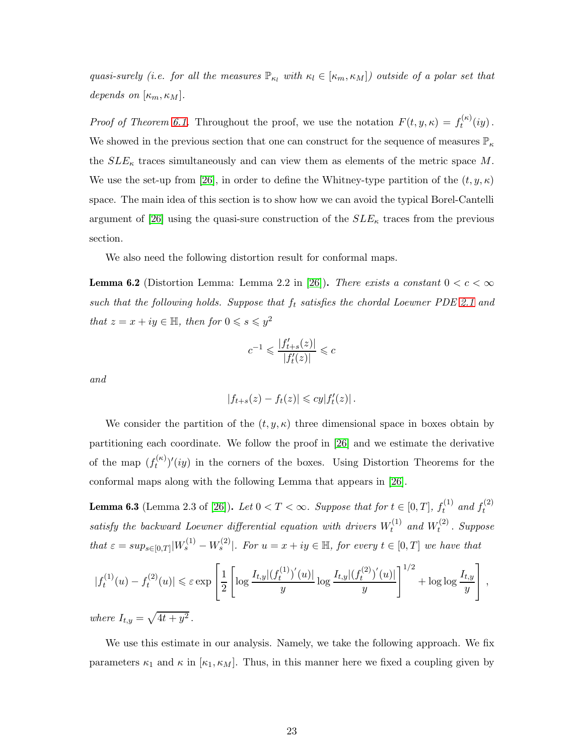*quasi-surely (i.e. for all the measures $\mathbb{P}_{\kappa_l}$ with $\kappa_l \in [\kappa_m, \kappa_M]$) outside of a polar set that depends on $[\kappa_m, \kappa_M]$.*

*Proof of Theorem 6.1.* Throughout the proof, we use the notation $F(t, y, \kappa) = f_t^{(\kappa)}(iy)$. We showed in the previous section that one can construct for the sequence of measures $\mathbb{P}_\kappa$ the $SLE_\kappa$ traces simultaneously and can view them as elements of the metric space $M$. We use the set-up from [26], in order to define the Whitney-type partition of the $(t, y, \kappa)$ space. The main idea of this section is to show how we can avoid the typical Borel-Cantelli argument of [26] using the quasi-sure construction of the $SLE_\kappa$ traces from the previous section.

We also need the following distortion result for conformal maps.

**Lemma 6.2** (Distortion Lemma: Lemma 2.2 in [26]). *There exists a constant $0 < c < \infty$ such that the following holds. Suppose that $f_t$ satisfies the chordal Loewner PDE 2.1 and that $z = x + iy \in \mathbb{H}$, then for $0 \leqslant s \leqslant y^2$*

$$c^{-1} \leqslant \frac{|f'_{t+s}(z)|}{|f'_t(z)|} \leqslant c$$

*and*

$$|f_{t+s}(z) - f_t(z)| \leqslant cy|f'_t(z)|.$$

We consider the partition of the $(t, y, \kappa)$ three dimensional space in boxes obtain by partitioning each coordinate. We follow the proof in [26] and we estimate the derivative of the map $(f_t^{(\kappa)})'(iy)$ in the corners of the boxes. Using Distortion Theorems for the conformal maps along with the following Lemma that appears in [26].

**Lemma 6.3** (Lemma 2.3 of [26]). *Let $0 < T < \infty$. Suppose that for $t \in [0, T]$, $f_t^{(1)}$ and $f_t^{(2)}$ satisfy the backward Loewner differential equation with drivers $W_t^{(1)}$ and $W_t^{(2)}$. Suppose that $\varepsilon = sup_{s \in [0,T]}|W_s^{(1)} - W_s^{(2)}|$. For $u = x + iy \in \mathbb{H}$, for every $t \in [0, T]$ we have that*

$$|f_t^{(1)}(u) - f_t^{(2)}(u)| \leqslant \varepsilon \exp\left[\frac{1}{2}\left[\log\frac{I_{t,y}|(f_t^{(1)})'(u)|}{y}\log\frac{I_{t,y}|(f_t^{(2)})'(u)|}{y}\right]^{1/2} + \log\log\frac{I_{t,y}}{y}\right],$$

*where $I_{t,y} = \sqrt{4t + y^2}$.*

We use this estimate in our analysis. Namely, we take the following approach. We fix parameters $\kappa_1$ and $\kappa$ in $[\kappa_1, \kappa_M]$. Thus, in this manner here we fixed a coupling given by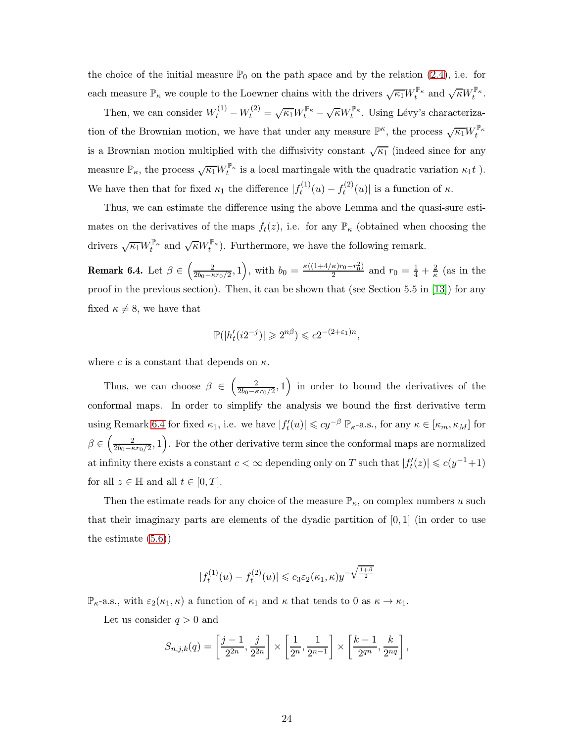the choice of the initial measure $\mathbb{P}_0$ on the path space and by the relation (2.4), i.e. for each measure $\mathbb{P}_\kappa$ we couple to the Loewner chains with the drivers $\sqrt{\kappa_1}W_t^{\mathbb{P}_\kappa}$ and $\sqrt{\kappa}W_t^{\mathbb{P}_\kappa}$.

Then, we can consider $W_t^{(1)} - W_t^{(2)} = \sqrt{\kappa_1}W_t^{\mathbb{P}_\kappa} - \sqrt{\kappa}W_t^{\mathbb{P}_\kappa}$. Using Lévy's characterization of the Brownian motion, we have that under any measure $\mathbb{P}^\kappa$, the process $\sqrt{\kappa_1}W_t^{\mathbb{P}_\kappa}$ is a Brownian motion multiplied with the diffusivity constant $\sqrt{\kappa_1}$ (indeed since for any measure $\mathbb{P}_\kappa$, the process $\sqrt{\kappa_1}W_t^{\mathbb{P}_\kappa}$ is a local martingale with the quadratic variation $\kappa_1 t$ ). We have then that for fixed $\kappa_1$ the difference $|f_t^{(1)}(u) - f_t^{(2)}(u)|$ is a function of $\kappa$.

Thus, we can estimate the difference using the above Lemma and the quasi-sure estimates on the derivatives of the maps $f_t(z)$, i.e. for any $\mathbb{P}_\kappa$ (obtained when choosing the drivers $\sqrt{\kappa_1}W_t^{\mathbb{P}_\kappa}$ and $\sqrt{\kappa}W_t^{\mathbb{P}_\kappa}$). Furthermore, we have the following remark.

**Remark 6.4.** Let $\beta \in \left(\frac{2}{2b_0 - \kappa r_0/2}, 1\right)$, with $b_0 = \frac{\kappa((1+4/\kappa)r_0 - r_0^2)}{2}$ and $r_0 = \frac{1}{4} + \frac{2}{\kappa}$ (as in the proof in the previous section). Then, it can be shown that (see Section 5.5 in [13]) for any fixed $\kappa \neq 8$, we have that

$$\mathbb{P}(|h_t'(i2^{-j})| \geqslant 2^{n\beta}) \leqslant c2^{-(2+\varepsilon_1)n},$$

where $c$ is a constant that depends on $\kappa$.

Thus, we can choose $\beta \in \left(\frac{2}{2b_0 - \kappa r_0/2}, 1\right)$ in order to bound the derivatives of the conformal maps. In order to simplify the analysis we bound the first derivative term using Remark 6.4 for fixed $\kappa_1$, i.e. we have $|f_t'(u)| \leqslant cy^{-\beta}$ $\mathbb{P}_\kappa$-a.s., for any $\kappa \in [\kappa_m, \kappa_M]$ for $\beta \in \left(\frac{2}{2b_0 - \kappa r_0/2}, 1\right)$. For the other derivative term since the conformal maps are normalized at infinity there exists a constant $c < \infty$ depending only on $T$ such that $|f_t'(z)| \leqslant c(y^{-1}+1)$ for all $z \in \mathbb{H}$ and all $t \in [0, T]$.

Then the estimate reads for any choice of the measure $\mathbb{P}_\kappa$, on complex numbers $u$ such that their imaginary parts are elements of the dyadic partition of $[0, 1]$ (in order to use the estimate (5.6))

$$|f_t^{(1)}(u) - f_t^{(2)}(u)| \leqslant c_3 \varepsilon_2(\kappa_1, \kappa) y^{-\sqrt{\frac{1+\beta}{2}}}$$

$\mathbb{P}_\kappa$-a.s., with $\varepsilon_2(\kappa_1, \kappa)$ a function of $\kappa_1$ and $\kappa$ that tends to 0 as $\kappa \to \kappa_1$.

Let us consider $q > 0$ and

$$S_{n,j,k}(q) = \left[\frac{j-1}{2^{2n}}, \frac{j}{2^{2n}}\right] \times \left[\frac{1}{2^n}, \frac{1}{2^{n-1}}\right] \times \left[\frac{k-1}{2^{qn}}, \frac{k}{2^{nq}}\right],$$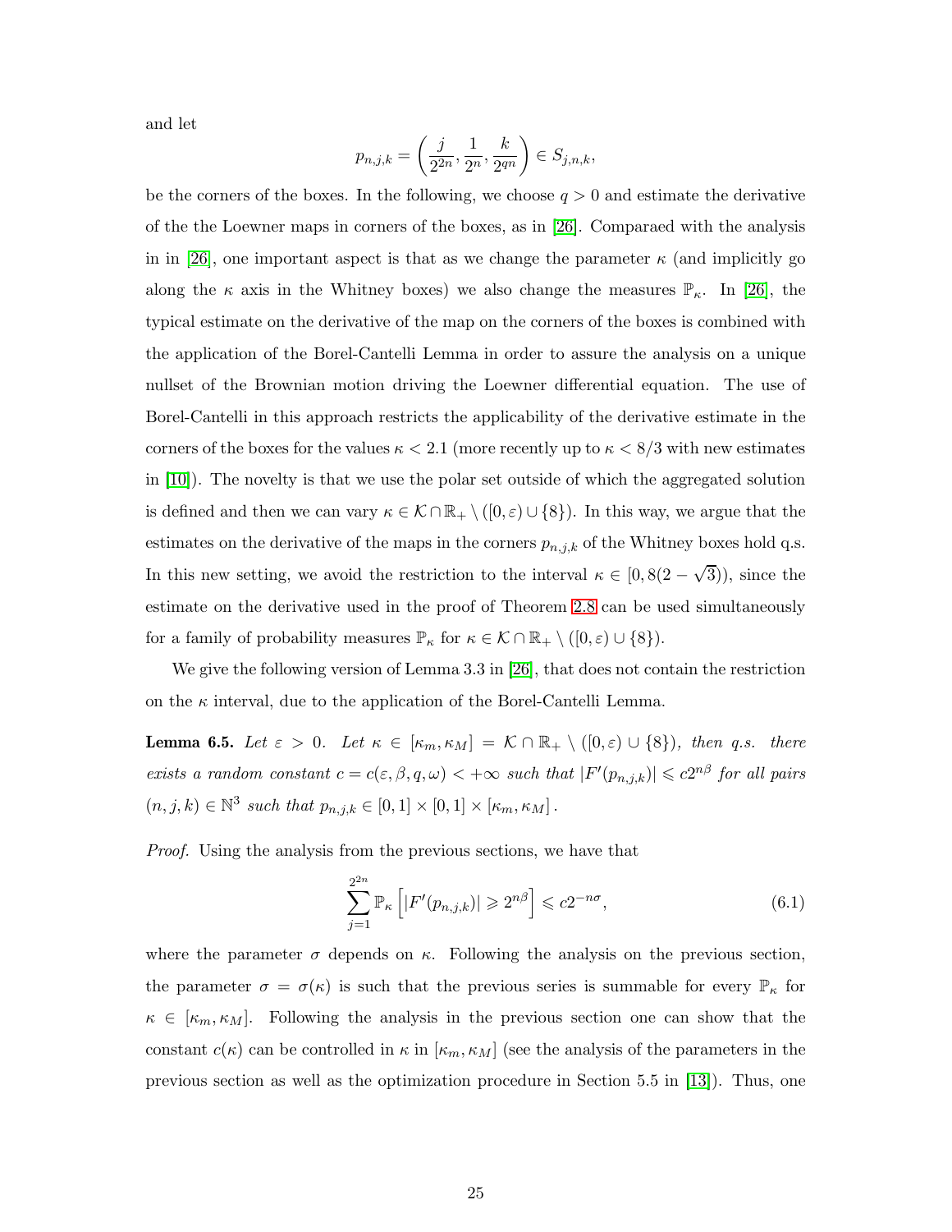and let

$$p_{n,j,k} = \left( \frac{j}{2^{2n}}, \frac{1}{2^n}, \frac{k}{2^{qn}} \right) \in S_{j,n,k},$$

be the corners of the boxes. In the following, we choose $q > 0$ and estimate the derivative of the the Loewner maps in corners of the boxes, as in [26]. Comparaed with the analysis in in [26], one important aspect is that as we change the parameter $\kappa$ (and implicitly go along the $\kappa$ axis in the Whitney boxes) we also change the measures $\mathbb{P}_\kappa$. In [26], the typical estimate on the derivative of the map on the corners of the boxes is combined with the application of the Borel-Cantelli Lemma in order to assure the analysis on a unique nullset of the Brownian motion driving the Loewner differential equation. The use of Borel-Cantelli in this approach restricts the applicability of the derivative estimate in the corners of the boxes for the values $\kappa < 2.1$ (more recently up to $\kappa < 8/3$ with new estimates in [10]). The novelty is that we use the polar set outside of which the aggregated solution is defined and then we can vary $\kappa \in \mathcal{K} \cap \mathbb{R}_+ \setminus ([0, \varepsilon) \cup \{8\})$. In this way, we argue that the estimates on the derivative of the maps in the corners $p_{n,j,k}$ of the Whitney boxes hold q.s. In this new setting, we avoid the restriction to the interval $\kappa \in [0, 8(2 - \sqrt{3}))$, since the estimate on the derivative used in the proof of Theorem 2.8 can be used simultaneously for a family of probability measures $\mathbb{P}_\kappa$ for $\kappa \in \mathcal{K} \cap \mathbb{R}_+ \setminus ([0, \varepsilon) \cup \{8\})$.

We give the following version of Lemma 3.3 in [26], that does not contain the restriction on the $\kappa$ interval, due to the application of the Borel-Cantelli Lemma.

**Lemma 6.5.** *Let $\varepsilon > 0$. Let $\kappa \in [\kappa_m, \kappa_M] = \mathcal{K} \cap \mathbb{R}_+ \setminus ([0, \varepsilon) \cup \{8\})$, then q.s. there exists a random constant $c = c(\varepsilon, \beta, q, \omega) < +\infty$ such that $|F'(p_{n,j,k})| \leqslant c 2^{n\beta}$ for all pairs $(n, j, k) \in \mathbb{N}^3$ such that $p_{n,j,k} \in [0, 1] \times [0, 1] \times [\kappa_m, \kappa_M]$.*

*Proof.* Using the analysis from the previous sections, we have that

$$\sum_{j=1}^{2^{2n}} \mathbb{P}_\kappa \left[ |F'(p_{n,j,k})| \geqslant 2^{n\beta} \right] \leqslant c 2^{-n\sigma}, \tag{6.1}$$

where the parameter $\sigma$ depends on $\kappa$. Following the analysis on the previous section, the parameter $\sigma = \sigma(\kappa)$ is such that the previous series is summable for every $\mathbb{P}_\kappa$ for $\kappa \in [\kappa_m, \kappa_M]$. Following the analysis in the previous section one can show that the constant $c(\kappa)$ can be controlled in $\kappa$ in $[\kappa_m, \kappa_M]$ (see the analysis of the parameters in the previous section as well as the optimization procedure in Section 5.5 in [13]). Thus, one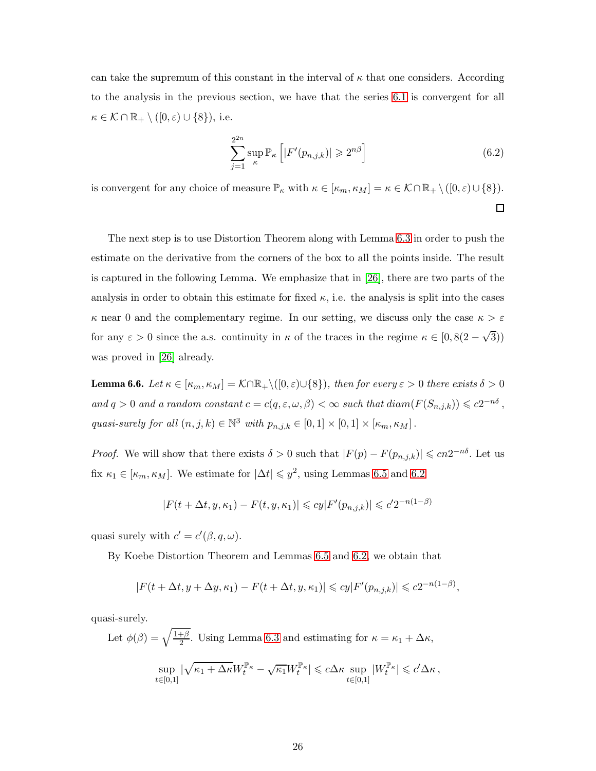can take the supremum of this constant in the interval of $\kappa$ that one considers. According to the analysis in the previous section, we have that the series 6.1 is convergent for all $\kappa \in \mathcal{K} \cap \mathbb{R}_+ \setminus ([0, \varepsilon) \cup \{8\})$, i.e.

$$\sum_{j=1}^{2^{2n}} \sup_{\kappa} \mathbb{P}_\kappa \left[ |F'(p_{n,j,k})| \geqslant 2^{n\beta} \right] \tag{6.2}$$

is convergent for any choice of measure $\mathbb{P}_\kappa$ with $\kappa \in [\kappa_m, \kappa_M] = \kappa \in \mathcal{K} \cap \mathbb{R}_+ \setminus ([0, \varepsilon) \cup \{8\})$. □

The next step is to use Distortion Theorem along with Lemma 6.3 in order to push the estimate on the derivative from the corners of the box to all the points inside. The result is captured in the following Lemma. We emphasize that in [26], there are two parts of the analysis in order to obtain this estimate for fixed $\kappa$, i.e. the analysis is split into the cases $\kappa$ near 0 and the complementary regime. In our setting, we discuss only the case $\kappa > \varepsilon$ for any $\varepsilon > 0$ since the a.s. continuity in $\kappa$ of the traces in the regime $\kappa \in [0, 8(2 - \sqrt{3}))$ was proved in [26] already.

**Lemma 6.6.** *Let $\kappa \in [\kappa_m, \kappa_M] = \mathcal{K} \cap \mathbb{R}_+ \setminus ([0, \varepsilon) \cup \{8\})$, then for every $\varepsilon > 0$ there exists $\delta > 0$ and $q > 0$ and a random constant $c = c(q, \varepsilon, \omega, \beta) < \infty$ such that $diam(F(S_{n,j,k})) \leqslant c 2^{-n\delta}$, quasi-surely for all $(n, j, k) \in \mathbb{N}^3$ with $p_{n,j,k} \in [0, 1] \times [0, 1] \times [\kappa_m, \kappa_M]$.*

*Proof.* We will show that there exists $\delta > 0$ such that $|F(p) - F(p_{n,j,k})| \leqslant cn2^{-n\delta}$. Let us fix $\kappa_1 \in [\kappa_m, \kappa_M]$. We estimate for $|\Delta t| \leqslant y^2$, using Lemmas 6.5 and 6.2

$$|F(t + \Delta t, y, \kappa_1) - F(t, y, \kappa_1)| \leqslant cy|F'(p_{n,j,k})| \leqslant c' 2^{-n(1-\beta)}$$

quasi surely with $c' = c'(\beta, q, \omega)$.

By Koebe Distortion Theorem and Lemmas 6.5 and 6.2, we obtain that

$$|F(t + \Delta t, y + \Delta y, \kappa_1) - F(t + \Delta t, y, \kappa_1)| \leqslant cy|F'(p_{n,j,k})| \leqslant c2^{-n(1-\beta)},$$

quasi-surely.

Let $\phi(\beta) = \sqrt{\frac{1+\beta}{2}}$. Using Lemma 6.3 and estimating for $\kappa = \kappa_1 + \Delta\kappa$,

$$\sup_{t \in [0,1]} |\sqrt{\kappa_1 + \Delta\kappa} W_t^{\mathbb{P}_\kappa} - \sqrt{\kappa_1} W_t^{\mathbb{P}_\kappa}| \leqslant c\Delta\kappa \sup_{t \in [0,1]} |W_t^{\mathbb{P}_\kappa}| \leqslant c' \Delta\kappa \,,$$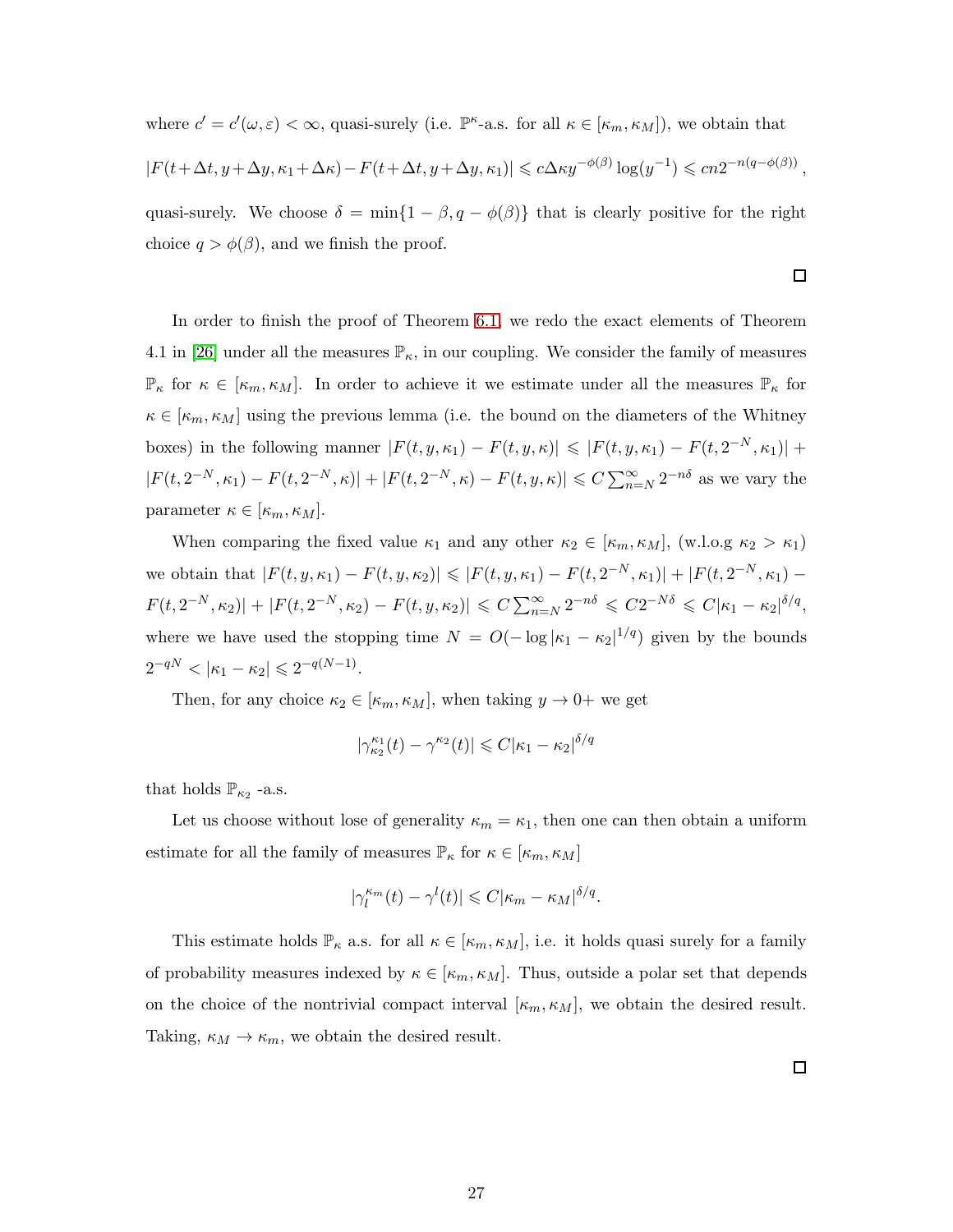where $c' = c'(\omega, \varepsilon) < \infty$, quasi-surely (i.e. $\mathbb{P}^{\kappa}$-a.s. for all $\kappa \in [\kappa_m, \kappa_M]$), we obtain that

$$|F(t+\Delta t, y+\Delta y, \kappa_1+\Delta\kappa) - F(t+\Delta t, y+\Delta y, \kappa_1)| \leqslant c\Delta\kappa y^{-\phi(\beta)} \log(y^{-1}) \leqslant cn2^{-n(q-\phi(\beta))},$$

quasi-surely. We choose $\delta = \min\{1-\beta, q-\phi(\beta)\}$ that is clearly positive for the right choice $q > \phi(\beta)$, and we finish the proof.

$\square$

In order to finish the proof of Theorem 6.1, we redo the exact elements of Theorem 4.1 in [26] under all the measures $\mathbb{P}_\kappa$, in our coupling. We consider the family of measures $\mathbb{P}_\kappa$ for $\kappa \in [\kappa_m, \kappa_M]$. In order to achieve it we estimate under all the measures $\mathbb{P}_\kappa$ for $\kappa \in [\kappa_m, \kappa_M]$ using the previous lemma (i.e. the bound on the diameters of the Whitney boxes) in the following manner $|F(t, y, \kappa_1) - F(t, y, \kappa)| \leqslant |F(t, y, \kappa_1) - F(t, 2^{-N}, \kappa_1)| + |F(t, 2^{-N}, \kappa_1) - F(t, 2^{-N}, \kappa)| + |F(t, 2^{-N}, \kappa) - F(t, y, \kappa)| \leqslant C \sum_{n=N}^{\infty} 2^{-n\delta}$ as we vary the parameter $\kappa \in [\kappa_m, \kappa_M]$.

When comparing the fixed value $\kappa_1$ and any other $\kappa_2 \in [\kappa_m, \kappa_M]$, (w.l.o.g $\kappa_2 > \kappa_1$) we obtain that $|F(t, y, \kappa_1) - F(t, y, \kappa_2)| \leqslant |F(t, y, \kappa_1) - F(t, 2^{-N}, \kappa_1)| + |F(t, 2^{-N}, \kappa_1) - F(t, 2^{-N}, \kappa_2)| + |F(t, 2^{-N}, \kappa_2) - F(t, y, \kappa_2)| \leqslant C \sum_{n=N}^{\infty} 2^{-n\delta} \leqslant C2^{-N\delta} \leqslant C|\kappa_1 - \kappa_2|^{\delta/q}$, where we have used the stopping time $N = O(-\log|\kappa_1 - \kappa_2|^{1/q})$ given by the bounds $2^{-qN} < |\kappa_1 - \kappa_2| \leqslant 2^{-q(N-1)}$.

Then, for any choice $\kappa_2 \in [\kappa_m, \kappa_M]$, when taking $y \to 0+$ we get

$$|\gamma^{\kappa_1}_{\kappa_2}(t) - \gamma^{\kappa_2}(t)| \leqslant C|\kappa_1 - \kappa_2|^{\delta/q}$$

that holds $\mathbb{P}_{\kappa_2}$ -a.s.

Let us choose without lose of generality $\kappa_m = \kappa_1$, then one can then obtain a uniform estimate for all the family of measures $\mathbb{P}_\kappa$ for $\kappa \in [\kappa_m, \kappa_M]$

$$|\gamma^{\kappa_m}_l(t) - \gamma^l(t)| \leqslant C|\kappa_m - \kappa_M|^{\delta/q}.$$

This estimate holds $\mathbb{P}_\kappa$ a.s. for all $\kappa \in [\kappa_m, \kappa_M]$, i.e. it holds quasi surely for a family of probability measures indexed by $\kappa \in [\kappa_m, \kappa_M]$. Thus, outside a polar set that depends on the choice of the nontrivial compact interval $[\kappa_m, \kappa_M]$, we obtain the desired result. Taking, $\kappa_M \to \kappa_m$, we obtain the desired result.

$\square$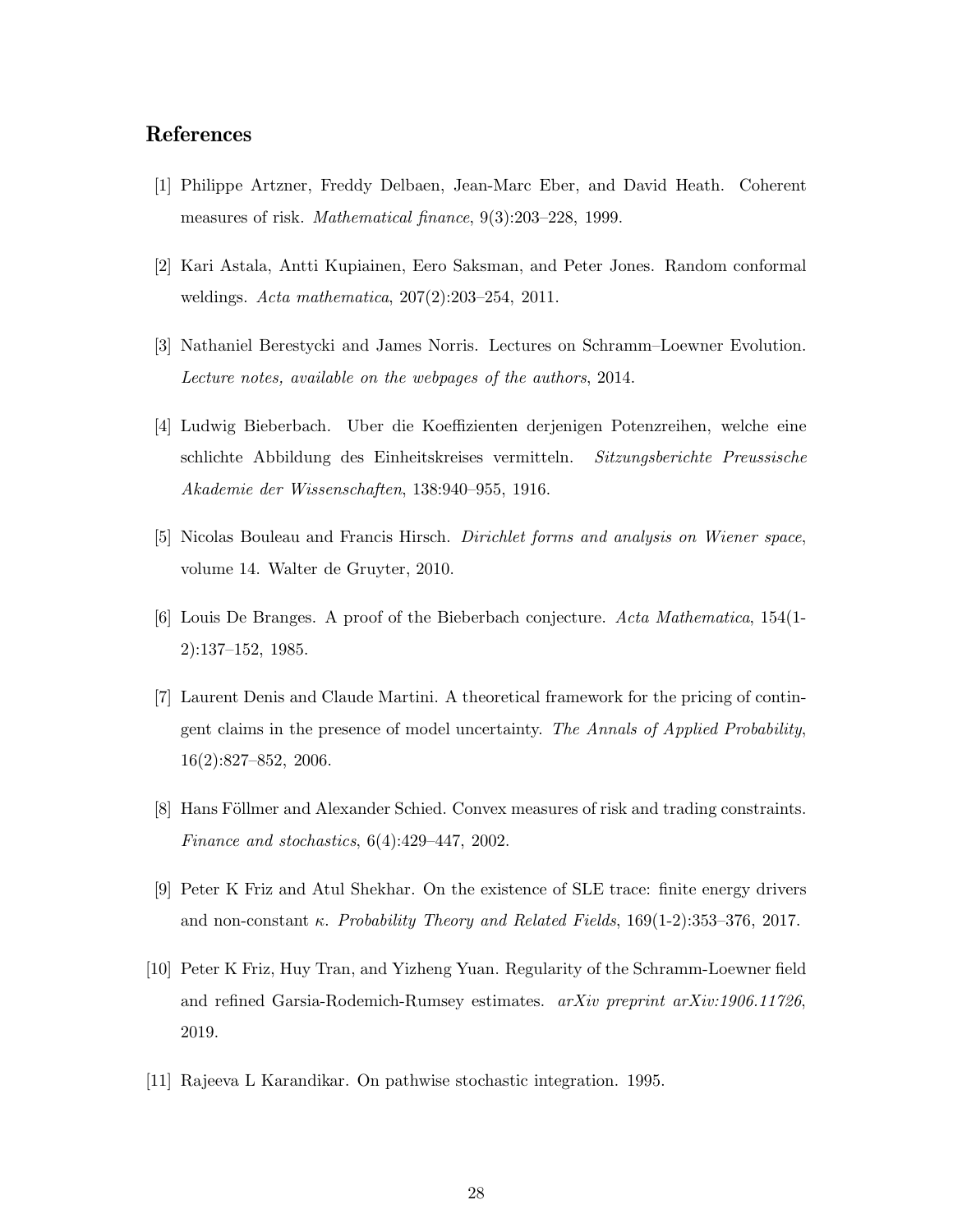## References

[1] Philippe Artzner, Freddy Delbaen, Jean-Marc Eber, and David Heath. Coherent measures of risk. *Mathematical finance*, 9(3):203–228, 1999.

[2] Kari Astala, Antti Kupiainen, Eero Saksman, and Peter Jones. Random conformal weldings. *Acta mathematica*, 207(2):203–254, 2011.

[3] Nathaniel Berestycki and James Norris. Lectures on Schramm–Loewner Evolution. *Lecture notes, available on the webpages of the authors*, 2014.

[4] Ludwig Bieberbach. Uber die Koeffizienten derjenigen Potenzreihen, welche eine schlichte Abbildung des Einheitskreises vermitteln. *Sitzungsberichte Preussische Akademie der Wissenschaften*, 138:940–955, 1916.

[5] Nicolas Bouleau and Francis Hirsch. *Dirichlet forms and analysis on Wiener space*, volume 14. Walter de Gruyter, 2010.

[6] Louis De Branges. A proof of the Bieberbach conjecture. *Acta Mathematica*, 154(1-2):137–152, 1985.

[7] Laurent Denis and Claude Martini. A theoretical framework for the pricing of contingent claims in the presence of model uncertainty. *The Annals of Applied Probability*, 16(2):827–852, 2006.

[8] Hans Föllmer and Alexander Schied. Convex measures of risk and trading constraints. *Finance and stochastics*, 6(4):429–447, 2002.

[9] Peter K Friz and Atul Shekhar. On the existence of SLE trace: finite energy drivers and non-constant $\kappa$. *Probability Theory and Related Fields*, 169(1-2):353–376, 2017.

[10] Peter K Friz, Huy Tran, and Yizheng Yuan. Regularity of the Schramm-Loewner field and refined Garsia-Rodemich-Rumsey estimates. *arXiv preprint arXiv:1906.11726*, 2019.

[11] Rajeeva L Karandikar. On pathwise stochastic integration. 1995.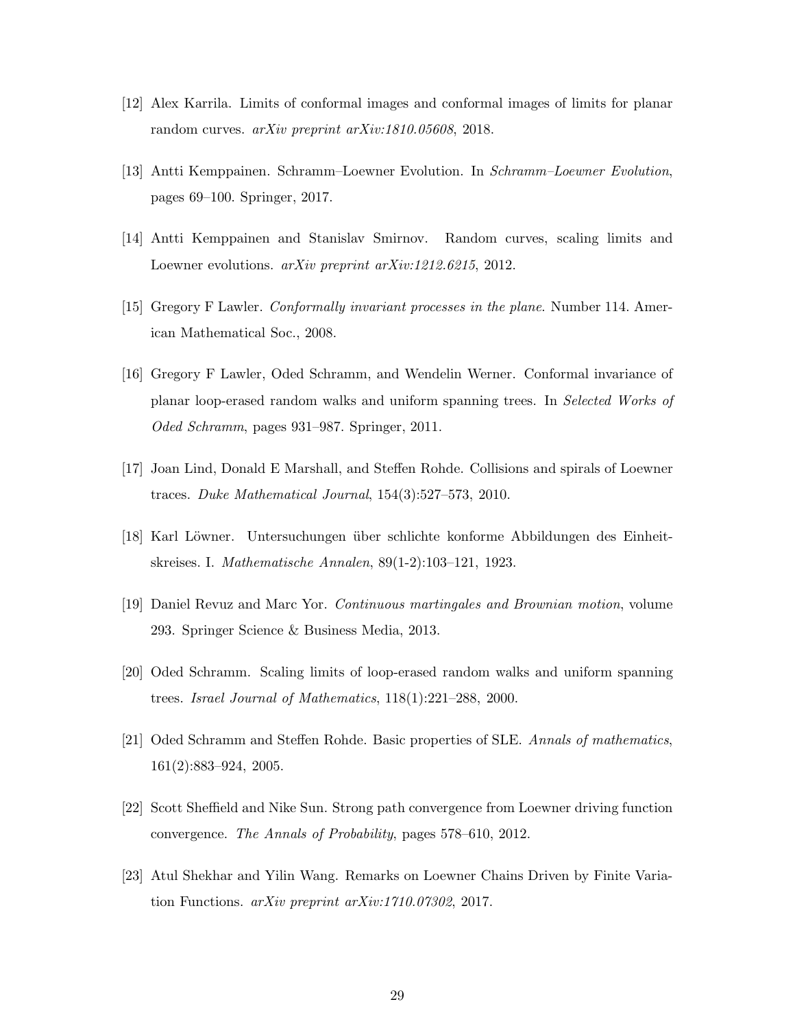[12] Alex Karrila. Limits of conformal images and conformal images of limits for planar random curves. *arXiv preprint arXiv:1810.05608*, 2018.

[13] Antti Kemppainen. Schramm–Loewner Evolution. In *Schramm–Loewner Evolution*, pages 69–100. Springer, 2017.

[14] Antti Kemppainen and Stanislav Smirnov. Random curves, scaling limits and Loewner evolutions. *arXiv preprint arXiv:1212.6215*, 2012.

[15] Gregory F Lawler. *Conformally invariant processes in the plane*. Number 114. American Mathematical Soc., 2008.

[16] Gregory F Lawler, Oded Schramm, and Wendelin Werner. Conformal invariance of planar loop-erased random walks and uniform spanning trees. In *Selected Works of Oded Schramm*, pages 931–987. Springer, 2011.

[17] Joan Lind, Donald E Marshall, and Steffen Rohde. Collisions and spirals of Loewner traces. *Duke Mathematical Journal*, 154(3):527–573, 2010.

[18] Karl Löwner. Untersuchungen über schlichte konforme Abbildungen des Einheitskreises. I. *Mathematische Annalen*, 89(1-2):103–121, 1923.

[19] Daniel Revuz and Marc Yor. *Continuous martingales and Brownian motion*, volume 293. Springer Science & Business Media, 2013.

[20] Oded Schramm. Scaling limits of loop-erased random walks and uniform spanning trees. *Israel Journal of Mathematics*, 118(1):221–288, 2000.

[21] Oded Schramm and Steffen Rohde. Basic properties of SLE. *Annals of mathematics*, 161(2):883–924, 2005.

[22] Scott Sheffield and Nike Sun. Strong path convergence from Loewner driving function convergence. *The Annals of Probability*, pages 578–610, 2012.

[23] Atul Shekhar and Yilin Wang. Remarks on Loewner Chains Driven by Finite Variation Functions. *arXiv preprint arXiv:1710.07302*, 2017.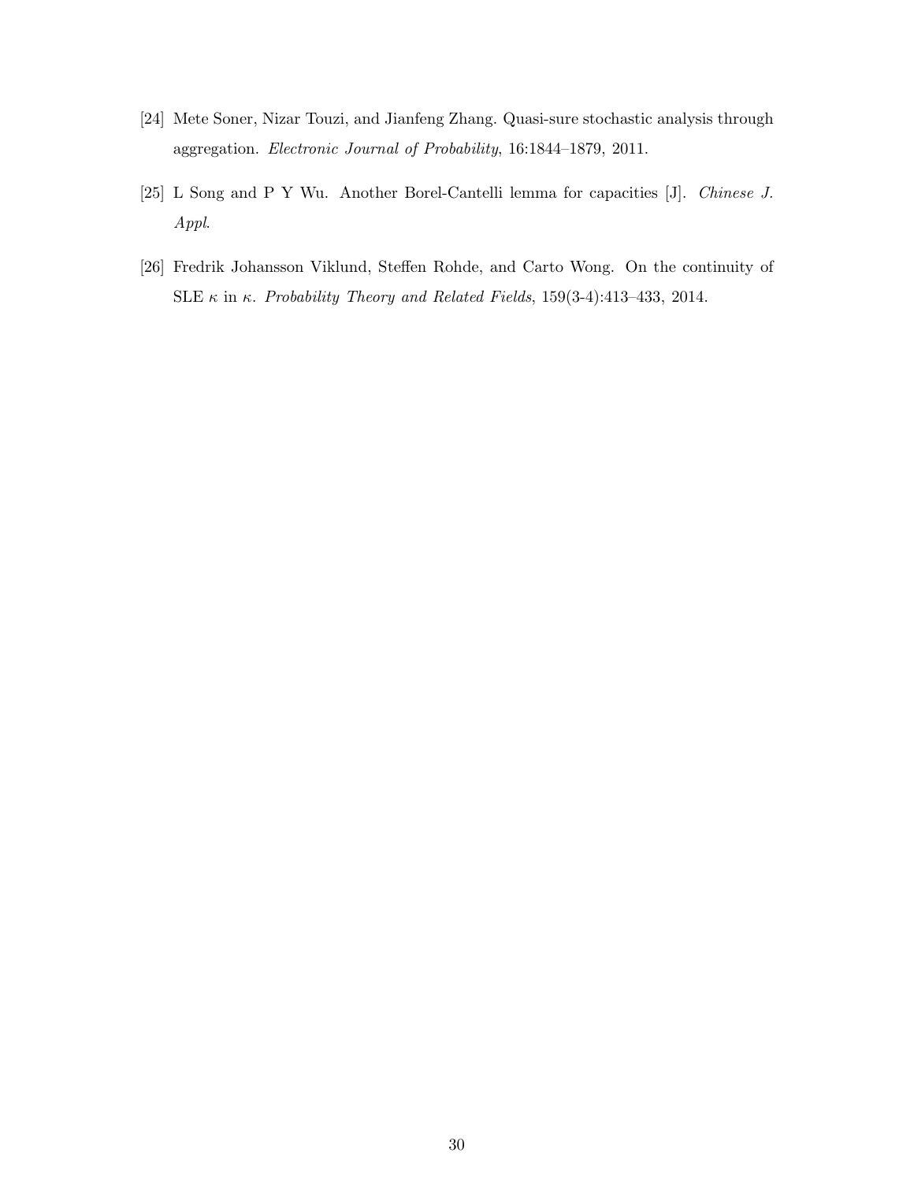[24] Mete Soner, Nizar Touzi, and Jianfeng Zhang. Quasi-sure stochastic analysis through aggregation. *Electronic Journal of Probability*, 16:1844–1879, 2011.

[25] L Song and P Y Wu. Another Borel-Cantelli lemma for capacities [J]. *Chinese J. Appl.*

[26] Fredrik Johansson Viklund, Steffen Rohde, and Carto Wong. On the continuity of SLE $\kappa$ in $\kappa$. *Probability Theory and Related Fields*, 159(3-4):413–433, 2014.